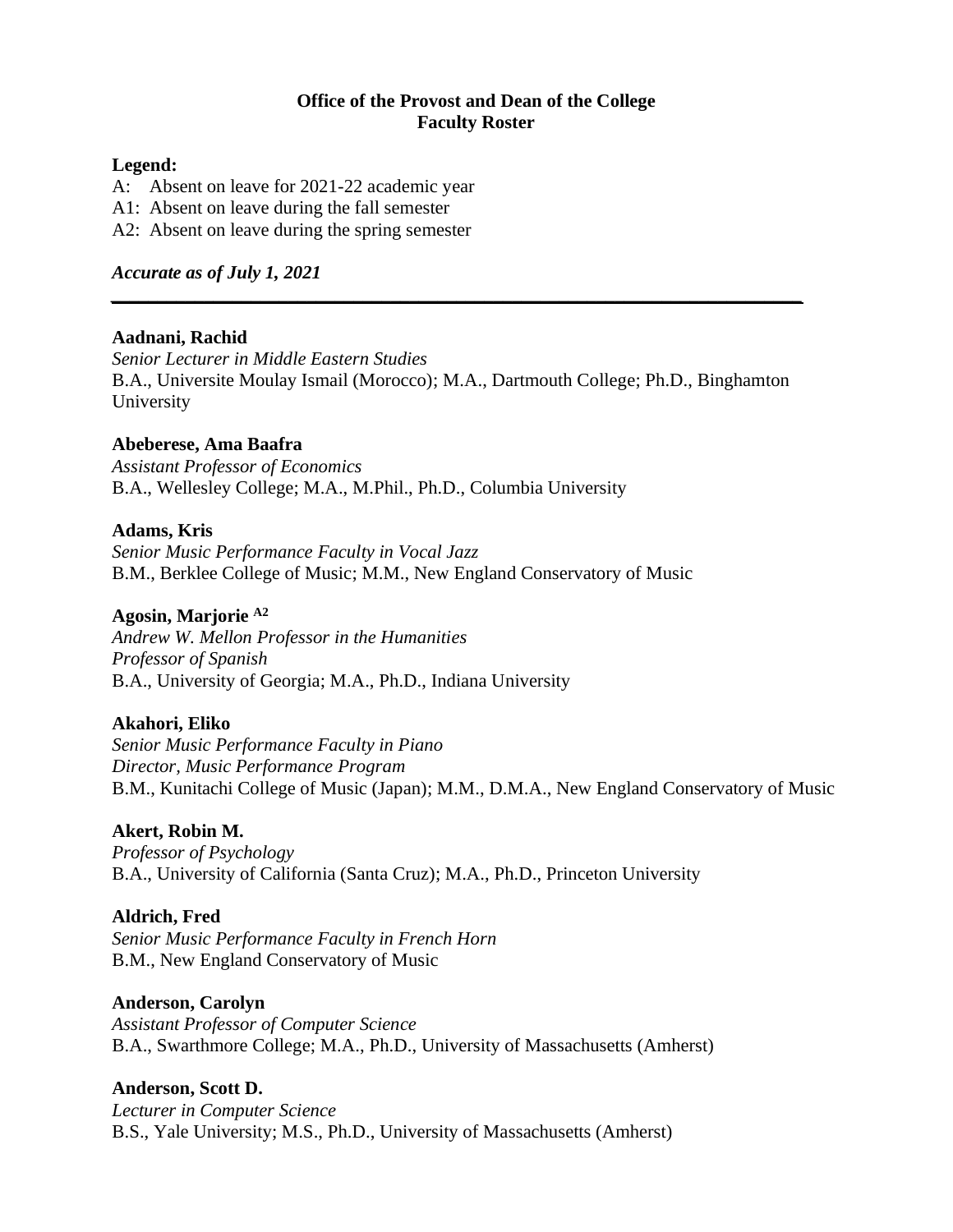**Office of the Provost and Dean of the College**
**Faculty Roster**

**Legend:**

A: Absent on leave for 2021-22 academic year
A1: Absent on leave during the fall semester
A2: Absent on leave during the spring semester

***Accurate as of July 1, 2021***

---

**Aadnani, Rachid**
*Senior Lecturer in Middle Eastern Studies*
B.A., Universite Moulay Ismail (Morocco); M.A., Dartmouth College; Ph.D., Binghamton University

**Abeberese, Ama Baafra**
*Assistant Professor of Economics*
B.A., Wellesley College; M.A., M.Phil., Ph.D., Columbia University

**Adams, Kris**
*Senior Music Performance Faculty in Vocal Jazz*
B.M., Berklee College of Music; M.M., New England Conservatory of Music

**Agosin, Marjorie [A2]**
*Andrew W. Mellon Professor in the Humanities*
*Professor of Spanish*
B.A., University of Georgia; M.A., Ph.D., Indiana University

**Akahori, Eliko**
*Senior Music Performance Faculty in Piano*
*Director, Music Performance Program*
B.M., Kunitachi College of Music (Japan); M.M., D.M.A., New England Conservatory of Music

**Akert, Robin M.**
*Professor of Psychology*
B.A., University of California (Santa Cruz); M.A., Ph.D., Princeton University

**Aldrich, Fred**
*Senior Music Performance Faculty in French Horn*
B.M., New England Conservatory of Music

**Anderson, Carolyn**
*Assistant Professor of Computer Science*
B.A., Swarthmore College; M.A., Ph.D., University of Massachusetts (Amherst)

**Anderson, Scott D.**
*Lecturer in Computer Science*
B.S., Yale University; M.S., Ph.D., University of Massachusetts (Amherst)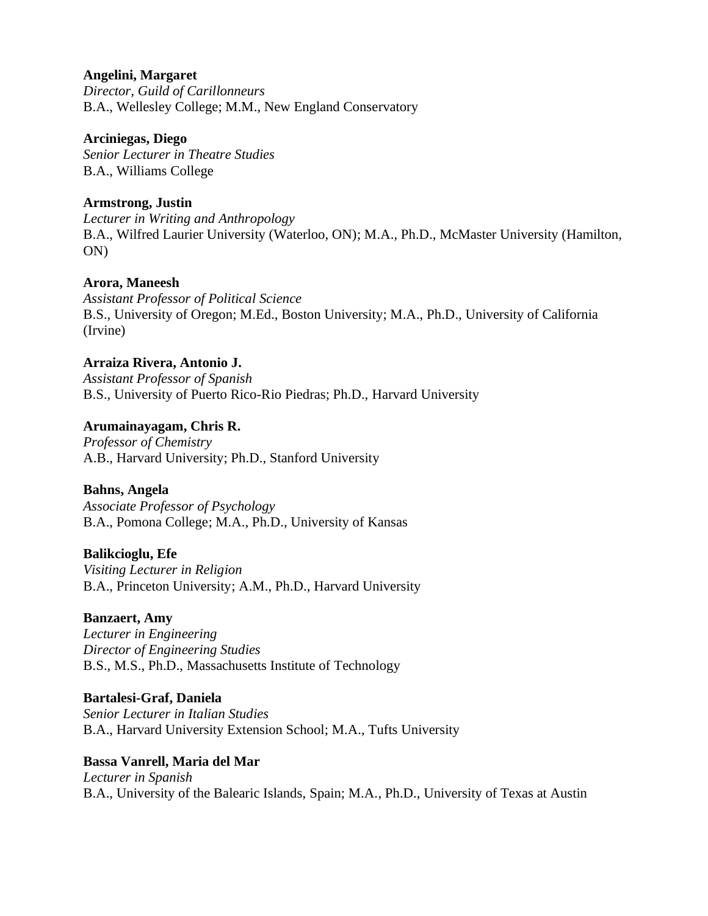**Angelini, Margaret**
*Director, Guild of Carillonneurs*
B.A., Wellesley College; M.M., New England Conservatory

**Arciniegas, Diego**
*Senior Lecturer in Theatre Studies*
B.A., Williams College

**Armstrong, Justin**
*Lecturer in Writing and Anthropology*
B.A., Wilfred Laurier University (Waterloo, ON); M.A., Ph.D., McMaster University (Hamilton, ON)

**Arora, Maneesh**
*Assistant Professor of Political Science*
B.S., University of Oregon; M.Ed., Boston University; M.A., Ph.D., University of California (Irvine)

**Arraiza Rivera, Antonio J.**
*Assistant Professor of Spanish*
B.S., University of Puerto Rico-Rio Piedras; Ph.D., Harvard University

**Arumainayagam, Chris R.**
*Professor of Chemistry*
A.B., Harvard University; Ph.D., Stanford University

**Bahns, Angela**
*Associate Professor of Psychology*
B.A., Pomona College; M.A., Ph.D., University of Kansas

**Balikcioglu, Efe**
*Visiting Lecturer in Religion*
B.A., Princeton University; A.M., Ph.D., Harvard University

**Banzaert, Amy**
*Lecturer in Engineering*
*Director of Engineering Studies*
B.S., M.S., Ph.D., Massachusetts Institute of Technology

**Bartalesi-Graf, Daniela**
*Senior Lecturer in Italian Studies*
B.A., Harvard University Extension School; M.A., Tufts University

**Bassa Vanrell, Maria del Mar**
*Lecturer in Spanish*
B.A., University of the Balearic Islands, Spain; M.A., Ph.D., University of Texas at Austin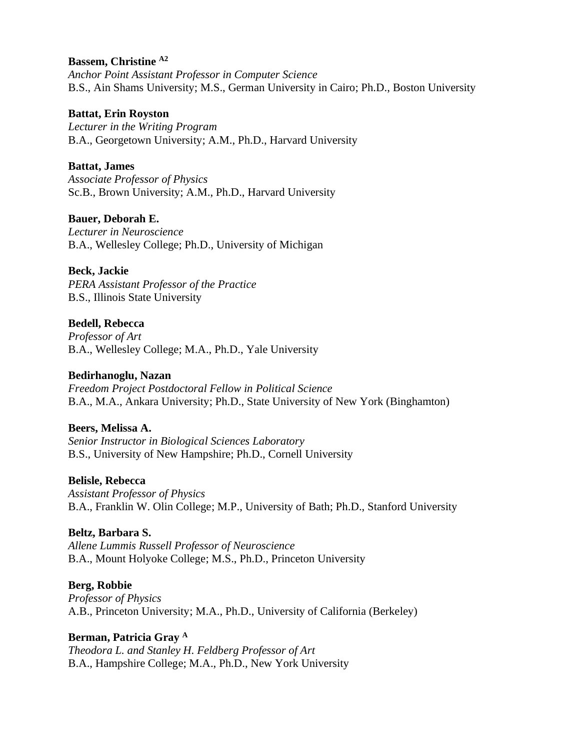**Bassem, Christine** [A2]
*Anchor Point Assistant Professor in Computer Science*
B.S., Ain Shams University; M.S., German University in Cairo; Ph.D., Boston University

**Battat, Erin Royston**
*Lecturer in the Writing Program*
B.A., Georgetown University; A.M., Ph.D., Harvard University

**Battat, James**
*Associate Professor of Physics*
Sc.B., Brown University; A.M., Ph.D., Harvard University

**Bauer, Deborah E.**
*Lecturer in Neuroscience*
B.A., Wellesley College; Ph.D., University of Michigan

**Beck, Jackie**
*PERA Assistant Professor of the Practice*
B.S., Illinois State University

**Bedell, Rebecca**
*Professor of Art*
B.A., Wellesley College; M.A., Ph.D., Yale University

**Bedirhanoglu, Nazan**
*Freedom Project Postdoctoral Fellow in Political Science*
B.A., M.A., Ankara University; Ph.D., State University of New York (Binghamton)

**Beers, Melissa A.**
*Senior Instructor in Biological Sciences Laboratory*
B.S., University of New Hampshire; Ph.D., Cornell University

**Belisle, Rebecca**
*Assistant Professor of Physics*
B.A., Franklin W. Olin College; M.P., University of Bath; Ph.D., Stanford University

**Beltz, Barbara S.**
*Allene Lummis Russell Professor of Neuroscience*
B.A., Mount Holyoke College; M.S., Ph.D., Princeton University

**Berg, Robbie**
*Professor of Physics*
A.B., Princeton University; M.A., Ph.D., University of California (Berkeley)

**Berman, Patricia Gray** [A]
*Theodora L. and Stanley H. Feldberg Professor of Art*
B.A., Hampshire College; M.A., Ph.D., New York University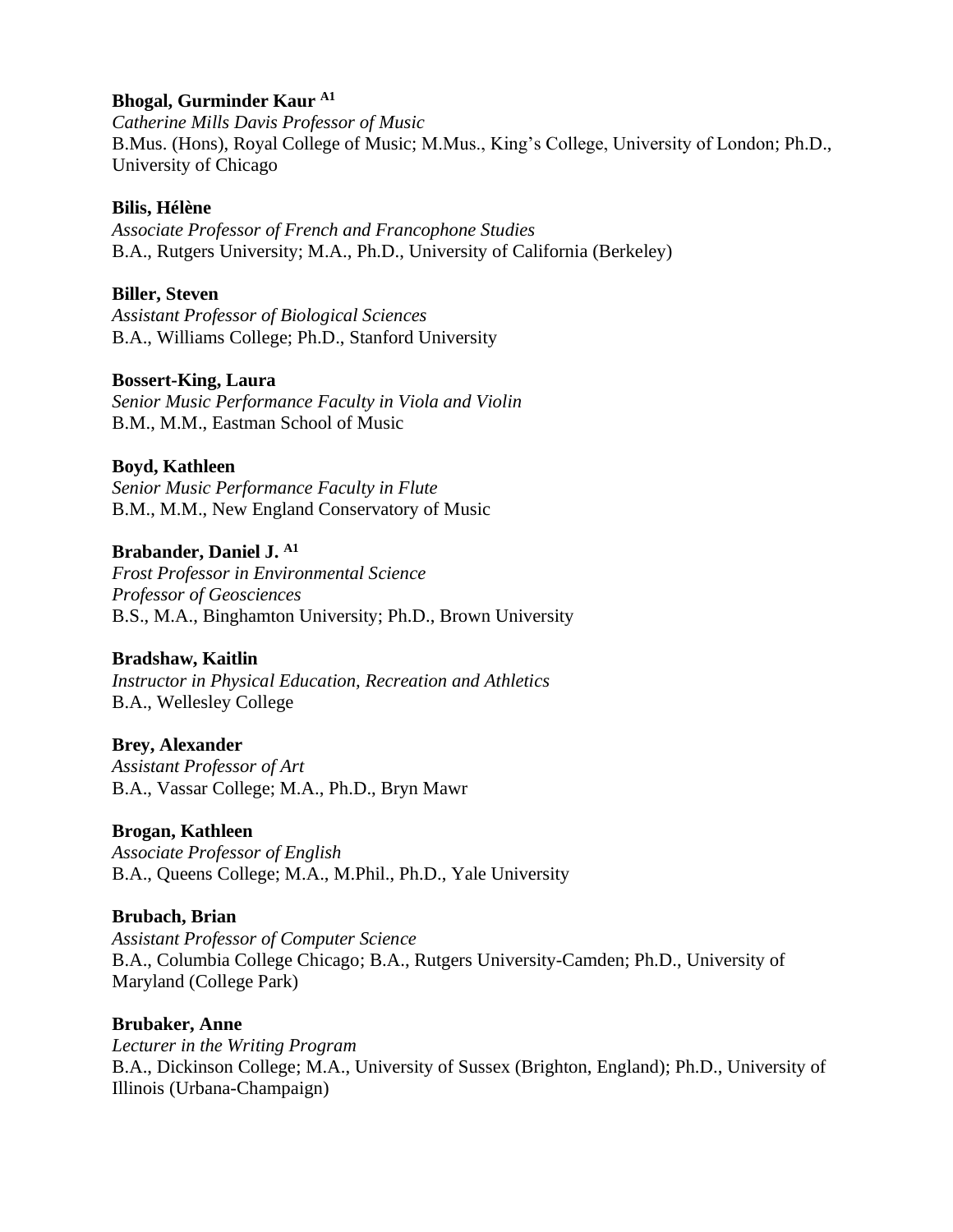**Bhogal, Gurminder Kaur** [A1]
*Catherine Mills Davis Professor of Music*
B.Mus. (Hons), Royal College of Music; M.Mus., King's College, University of London; Ph.D., University of Chicago

**Bilis, Hélène**
*Associate Professor of French and Francophone Studies*
B.A., Rutgers University; M.A., Ph.D., University of California (Berkeley)

**Biller, Steven**
*Assistant Professor of Biological Sciences*
B.A., Williams College; Ph.D., Stanford University

**Bossert-King, Laura**
*Senior Music Performance Faculty in Viola and Violin*
B.M., M.M., Eastman School of Music

**Boyd, Kathleen**
*Senior Music Performance Faculty in Flute*
B.M., M.M., New England Conservatory of Music

**Brabander, Daniel J.** [A1]
*Frost Professor in Environmental Science*
*Professor of Geosciences*
B.S., M.A., Binghamton University; Ph.D., Brown University

**Bradshaw, Kaitlin**
*Instructor in Physical Education, Recreation and Athletics*
B.A., Wellesley College

**Brey, Alexander**
*Assistant Professor of Art*
B.A., Vassar College; M.A., Ph.D., Bryn Mawr

**Brogan, Kathleen**
*Associate Professor of English*
B.A., Queens College; M.A., M.Phil., Ph.D., Yale University

**Brubach, Brian**
*Assistant Professor of Computer Science*
B.A., Columbia College Chicago; B.A., Rutgers University-Camden; Ph.D., University of Maryland (College Park)

**Brubaker, Anne**
*Lecturer in the Writing Program*
B.A., Dickinson College; M.A., University of Sussex (Brighton, England); Ph.D., University of Illinois (Urbana-Champaign)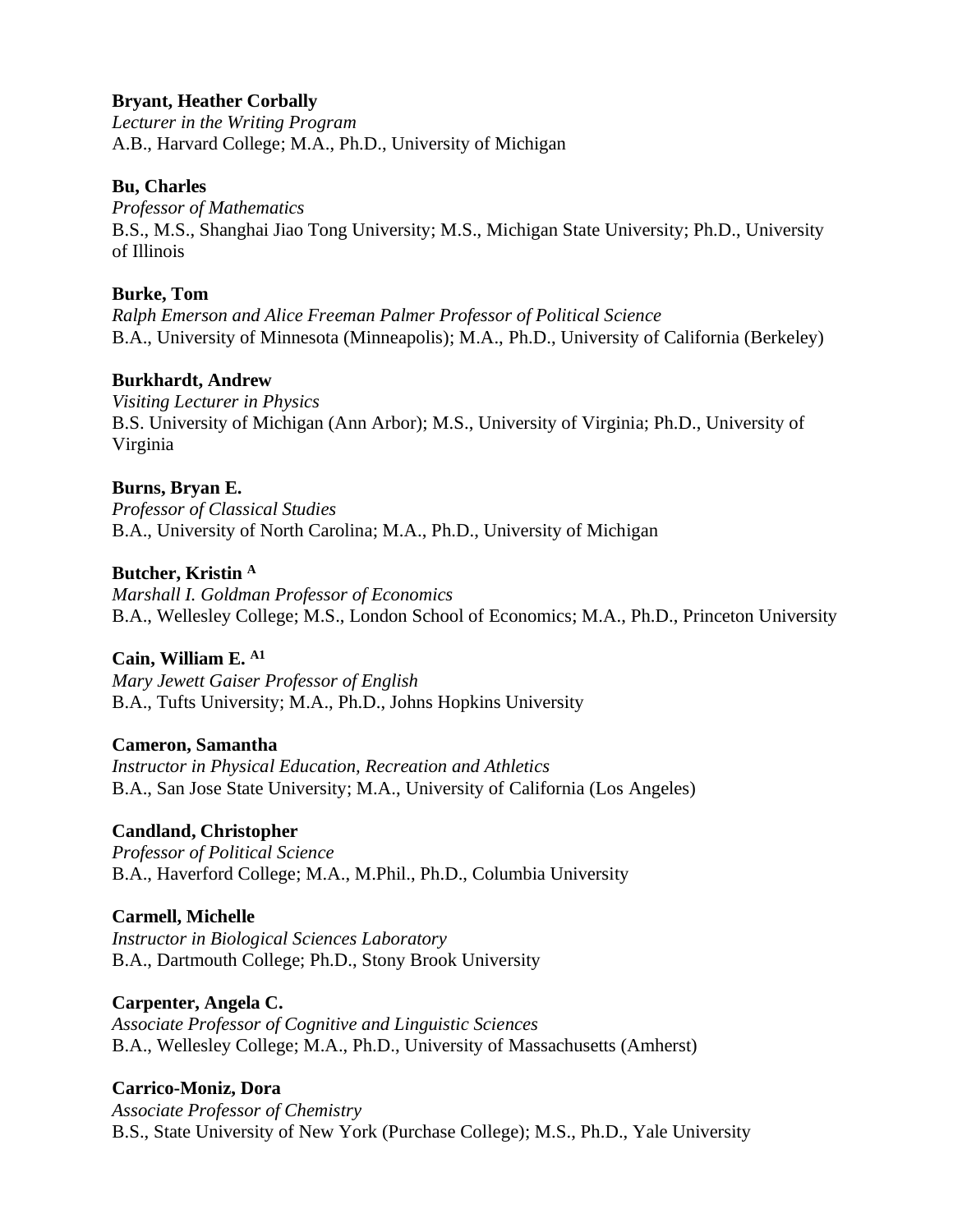**Bryant, Heather Corbally**
*Lecturer in the Writing Program*
A.B., Harvard College; M.A., Ph.D., University of Michigan

**Bu, Charles**
*Professor of Mathematics*
B.S., M.S., Shanghai Jiao Tong University; M.S., Michigan State University; Ph.D., University of Illinois

**Burke, Tom**
*Ralph Emerson and Alice Freeman Palmer Professor of Political Science*
B.A., University of Minnesota (Minneapolis); M.A., Ph.D., University of California (Berkeley)

**Burkhardt, Andrew**
*Visiting Lecturer in Physics*
B.S. University of Michigan (Ann Arbor); M.S., University of Virginia; Ph.D., University of Virginia

**Burns, Bryan E.**
*Professor of Classical Studies*
B.A., University of North Carolina; M.A., Ph.D., University of Michigan

**Butcher, Kristin [A]**
*Marshall I. Goldman Professor of Economics*
B.A., Wellesley College; M.S., London School of Economics; M.A., Ph.D., Princeton University

**Cain, William E. [A1]**
*Mary Jewett Gaiser Professor of English*
B.A., Tufts University; M.A., Ph.D., Johns Hopkins University

**Cameron, Samantha**
*Instructor in Physical Education, Recreation and Athletics*
B.A., San Jose State University; M.A., University of California (Los Angeles)

**Candland, Christopher**
*Professor of Political Science*
B.A., Haverford College; M.A., M.Phil., Ph.D., Columbia University

**Carmell, Michelle**
*Instructor in Biological Sciences Laboratory*
B.A., Dartmouth College; Ph.D., Stony Brook University

**Carpenter, Angela C.**
*Associate Professor of Cognitive and Linguistic Sciences*
B.A., Wellesley College; M.A., Ph.D., University of Massachusetts (Amherst)

**Carrico-Moniz, Dora**
*Associate Professor of Chemistry*
B.S., State University of New York (Purchase College); M.S., Ph.D., Yale University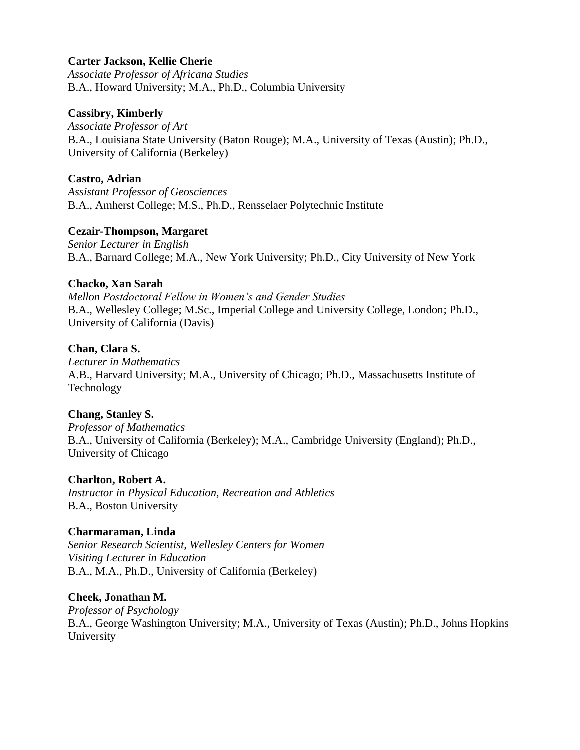**Carter Jackson, Kellie Cherie**
*Associate Professor of Africana Studies*
B.A., Howard University; M.A., Ph.D., Columbia University

**Cassibry, Kimberly**
*Associate Professor of Art*
B.A., Louisiana State University (Baton Rouge); M.A., University of Texas (Austin); Ph.D., University of California (Berkeley)

**Castro, Adrian**
*Assistant Professor of Geosciences*
B.A., Amherst College; M.S., Ph.D., Rensselaer Polytechnic Institute

**Cezair-Thompson, Margaret**
*Senior Lecturer in English*
B.A., Barnard College; M.A., New York University; Ph.D., City University of New York

**Chacko, Xan Sarah**
*Mellon Postdoctoral Fellow in Women's and Gender Studies*
B.A., Wellesley College; M.Sc., Imperial College and University College, London; Ph.D., University of California (Davis)

**Chan, Clara S.**
*Lecturer in Mathematics*
A.B., Harvard University; M.A., University of Chicago; Ph.D., Massachusetts Institute of Technology

**Chang, Stanley S.**
*Professor of Mathematics*
B.A., University of California (Berkeley); M.A., Cambridge University (England); Ph.D., University of Chicago

**Charlton, Robert A.**
*Instructor in Physical Education, Recreation and Athletics*
B.A., Boston University

**Charmaraman, Linda**
*Senior Research Scientist, Wellesley Centers for Women*
*Visiting Lecturer in Education*
B.A., M.A., Ph.D., University of California (Berkeley)

**Cheek, Jonathan M.**
*Professor of Psychology*
B.A., George Washington University; M.A., University of Texas (Austin); Ph.D., Johns Hopkins University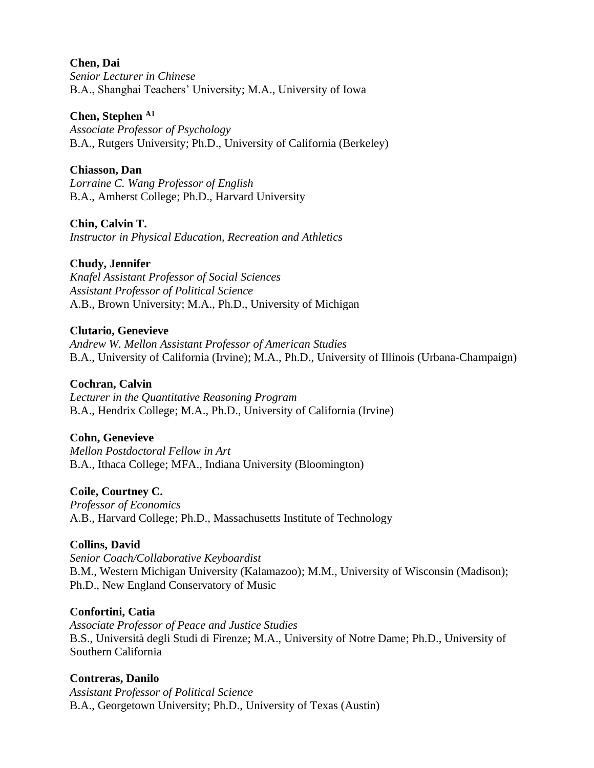**Chen, Dai**
*Senior Lecturer in Chinese*
B.A., Shanghai Teachers' University; M.A., University of Iowa

**Chen, Stephen** [A1]
*Associate Professor of Psychology*
B.A., Rutgers University; Ph.D., University of California (Berkeley)

**Chiasson, Dan**
*Lorraine C. Wang Professor of English*
B.A., Amherst College; Ph.D., Harvard University

**Chin, Calvin T.**
*Instructor in Physical Education, Recreation and Athletics*

**Chudy, Jennifer**
*Knafel Assistant Professor of Social Sciences*
*Assistant Professor of Political Science*
A.B., Brown University; M.A., Ph.D., University of Michigan

**Clutario, Genevieve**
*Andrew W. Mellon Assistant Professor of American Studies*
B.A., University of California (Irvine); M.A., Ph.D., University of Illinois (Urbana-Champaign)

**Cochran, Calvin**
*Lecturer in the Quantitative Reasoning Program*
B.A., Hendrix College; M.A., Ph.D., University of California (Irvine)

**Cohn, Genevieve**
*Mellon Postdoctoral Fellow in Art*
B.A., Ithaca College; MFA., Indiana University (Bloomington)

**Coile, Courtney C.**
*Professor of Economics*
A.B., Harvard College; Ph.D., Massachusetts Institute of Technology

**Collins, David**
*Senior Coach/Collaborative Keyboardist*
B.M., Western Michigan University (Kalamazoo); M.M., University of Wisconsin (Madison); Ph.D., New England Conservatory of Music

**Confortini, Catia**
*Associate Professor of Peace and Justice Studies*
B.S., Università degli Studi di Firenze; M.A., University of Notre Dame; Ph.D., University of Southern California

**Contreras, Danilo**
*Assistant Professor of Political Science*
B.A., Georgetown University; Ph.D., University of Texas (Austin)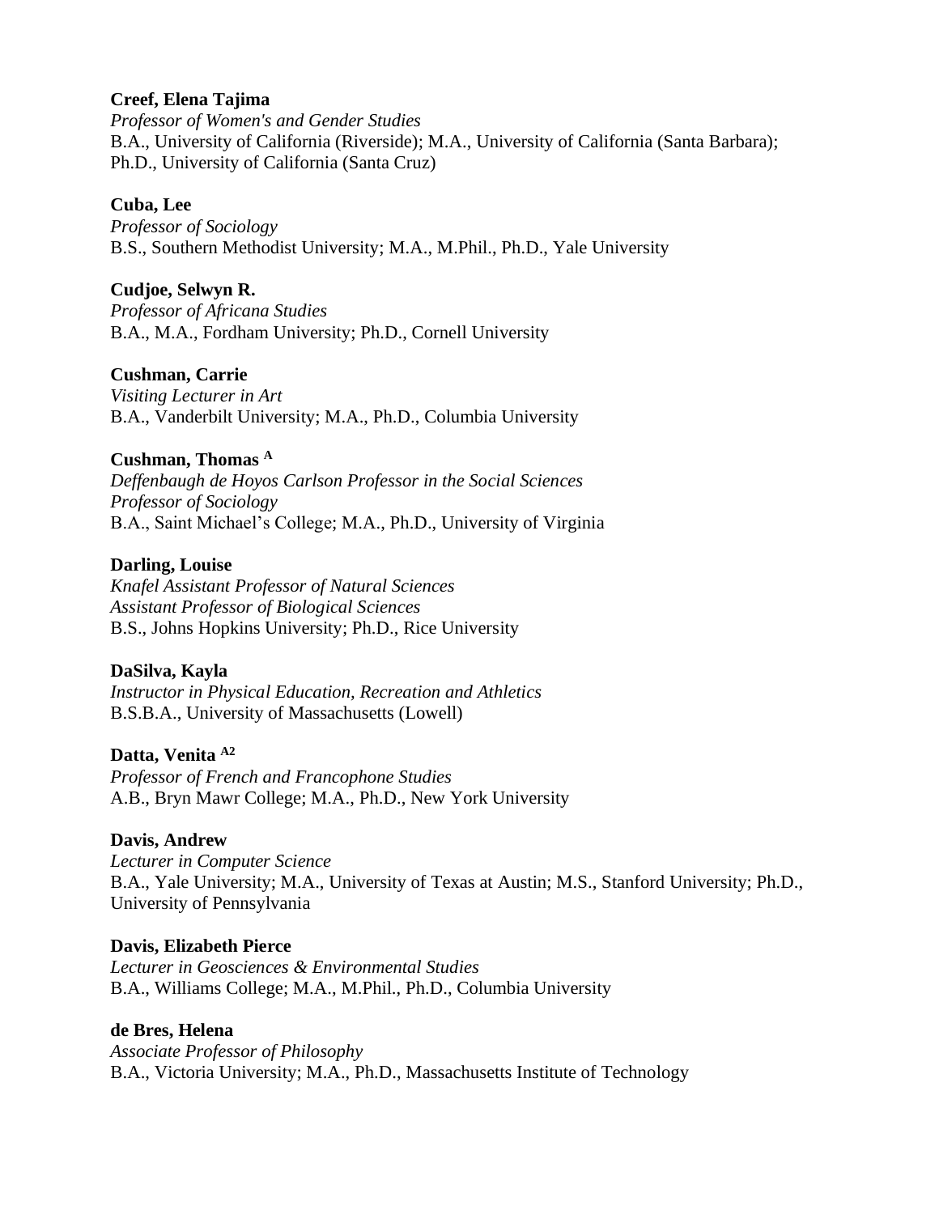**Creef, Elena Tajima**
*Professor of Women's and Gender Studies*
B.A., University of California (Riverside); M.A., University of California (Santa Barbara); Ph.D., University of California (Santa Cruz)

**Cuba, Lee**
*Professor of Sociology*
B.S., Southern Methodist University; M.A., M.Phil., Ph.D., Yale University

**Cudjoe, Selwyn R.**
*Professor of Africana Studies*
B.A., M.A., Fordham University; Ph.D., Cornell University

**Cushman, Carrie**
*Visiting Lecturer in Art*
B.A., Vanderbilt University; M.A., Ph.D., Columbia University

**Cushman, Thomas** [A]
*Deffenbaugh de Hoyos Carlson Professor in the Social Sciences*
*Professor of Sociology*
B.A., Saint Michael's College; M.A., Ph.D., University of Virginia

**Darling, Louise**
*Knafel Assistant Professor of Natural Sciences*
*Assistant Professor of Biological Sciences*
B.S., Johns Hopkins University; Ph.D., Rice University

**DaSilva, Kayla**
*Instructor in Physical Education, Recreation and Athletics*
B.S.B.A., University of Massachusetts (Lowell)

**Datta, Venita** [A2]
*Professor of French and Francophone Studies*
A.B., Bryn Mawr College; M.A., Ph.D., New York University

**Davis, Andrew**
*Lecturer in Computer Science*
B.A., Yale University; M.A., University of Texas at Austin; M.S., Stanford University; Ph.D., University of Pennsylvania

**Davis, Elizabeth Pierce**
*Lecturer in Geosciences & Environmental Studies*
B.A., Williams College; M.A., M.Phil., Ph.D., Columbia University

**de Bres, Helena**
*Associate Professor of Philosophy*
B.A., Victoria University; M.A., Ph.D., Massachusetts Institute of Technology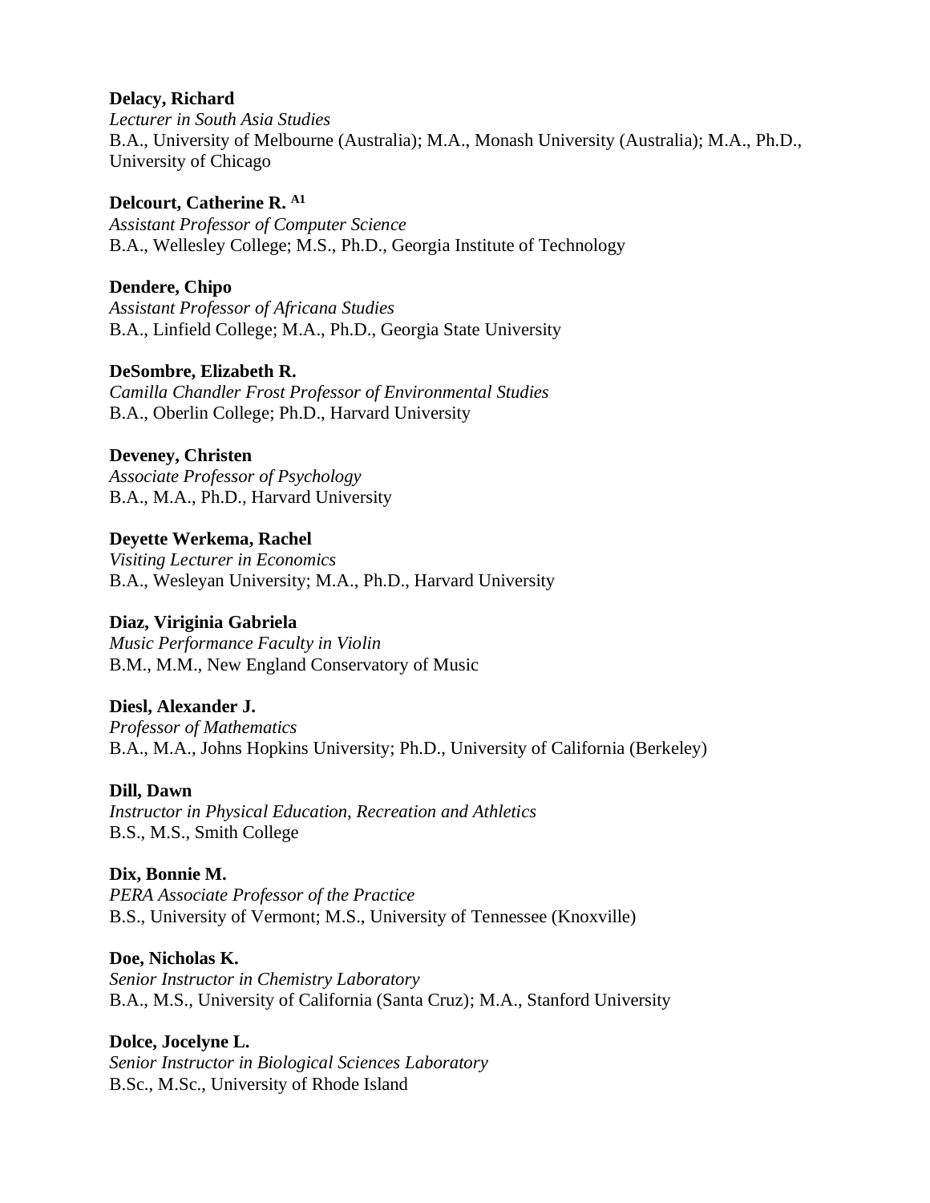**Delacy, Richard**
*Lecturer in South Asia Studies*
B.A., University of Melbourne (Australia); M.A., Monash University (Australia); M.A., Ph.D., University of Chicago

**Delcourt, Catherine R.** [A1]
*Assistant Professor of Computer Science*
B.A., Wellesley College; M.S., Ph.D., Georgia Institute of Technology

**Dendere, Chipo**
*Assistant Professor of Africana Studies*
B.A., Linfield College; M.A., Ph.D., Georgia State University

**DeSombre, Elizabeth R.**
*Camilla Chandler Frost Professor of Environmental Studies*
B.A., Oberlin College; Ph.D., Harvard University

**Deveney, Christen**
*Associate Professor of Psychology*
B.A., M.A., Ph.D., Harvard University

**Deyette Werkema, Rachel**
*Visiting Lecturer in Economics*
B.A., Wesleyan University; M.A., Ph.D., Harvard University

**Diaz, Viriginia Gabriela**
*Music Performance Faculty in Violin*
B.M., M.M., New England Conservatory of Music

**Diesl, Alexander J.**
*Professor of Mathematics*
B.A., M.A., Johns Hopkins University; Ph.D., University of California (Berkeley)

**Dill, Dawn**
*Instructor in Physical Education, Recreation and Athletics*
B.S., M.S., Smith College

**Dix, Bonnie M.**
*PERA Associate Professor of the Practice*
B.S., University of Vermont; M.S., University of Tennessee (Knoxville)

**Doe, Nicholas K.**
*Senior Instructor in Chemistry Laboratory*
B.A., M.S., University of California (Santa Cruz); M.A., Stanford University

**Dolce, Jocelyne L.**
*Senior Instructor in Biological Sciences Laboratory*
B.Sc., M.Sc., University of Rhode Island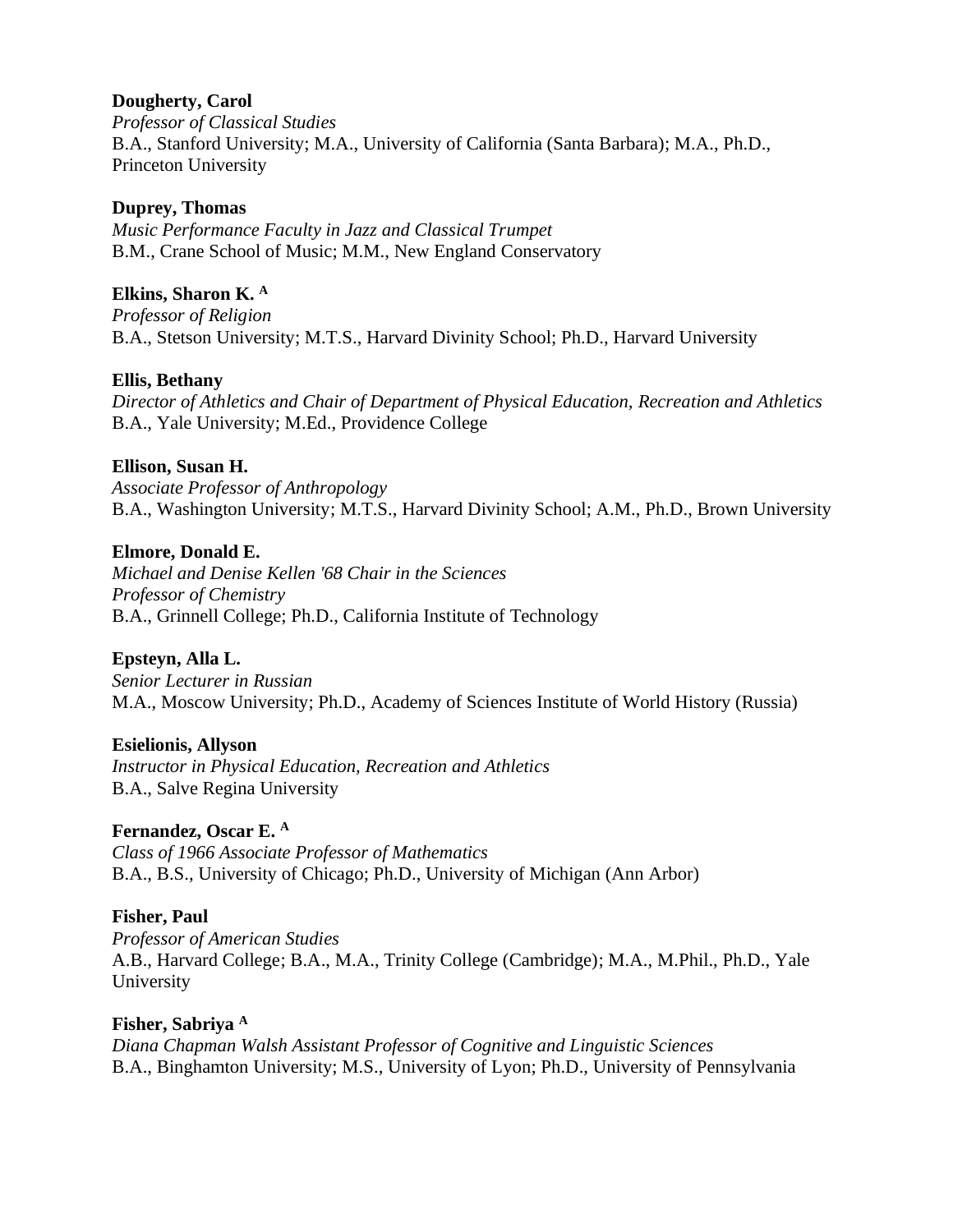**Dougherty, Carol**
*Professor of Classical Studies*
B.A., Stanford University; M.A., University of California (Santa Barbara); M.A., Ph.D., Princeton University

**Duprey, Thomas**
*Music Performance Faculty in Jazz and Classical Trumpet*
B.M., Crane School of Music; M.M., New England Conservatory

**Elkins, Sharon K.** [A]
*Professor of Religion*
B.A., Stetson University; M.T.S., Harvard Divinity School; Ph.D., Harvard University

**Ellis, Bethany**
*Director of Athletics and Chair of Department of Physical Education, Recreation and Athletics*
B.A., Yale University; M.Ed., Providence College

**Ellison, Susan H.**
*Associate Professor of Anthropology*
B.A., Washington University; M.T.S., Harvard Divinity School; A.M., Ph.D., Brown University

**Elmore, Donald E.**
*Michael and Denise Kellen '68 Chair in the Sciences*
*Professor of Chemistry*
B.A., Grinnell College; Ph.D., California Institute of Technology

**Epsteyn, Alla L.**
*Senior Lecturer in Russian*
M.A., Moscow University; Ph.D., Academy of Sciences Institute of World History (Russia)

**Esielionis, Allyson**
*Instructor in Physical Education, Recreation and Athletics*
B.A., Salve Regina University

**Fernandez, Oscar E.** [A]
*Class of 1966 Associate Professor of Mathematics*
B.A., B.S., University of Chicago; Ph.D., University of Michigan (Ann Arbor)

**Fisher, Paul**
*Professor of American Studies*
A.B., Harvard College; B.A., M.A., Trinity College (Cambridge); M.A., M.Phil., Ph.D., Yale University

**Fisher, Sabriya** [A]
*Diana Chapman Walsh Assistant Professor of Cognitive and Linguistic Sciences*
B.A., Binghamton University; M.S., University of Lyon; Ph.D., University of Pennsylvania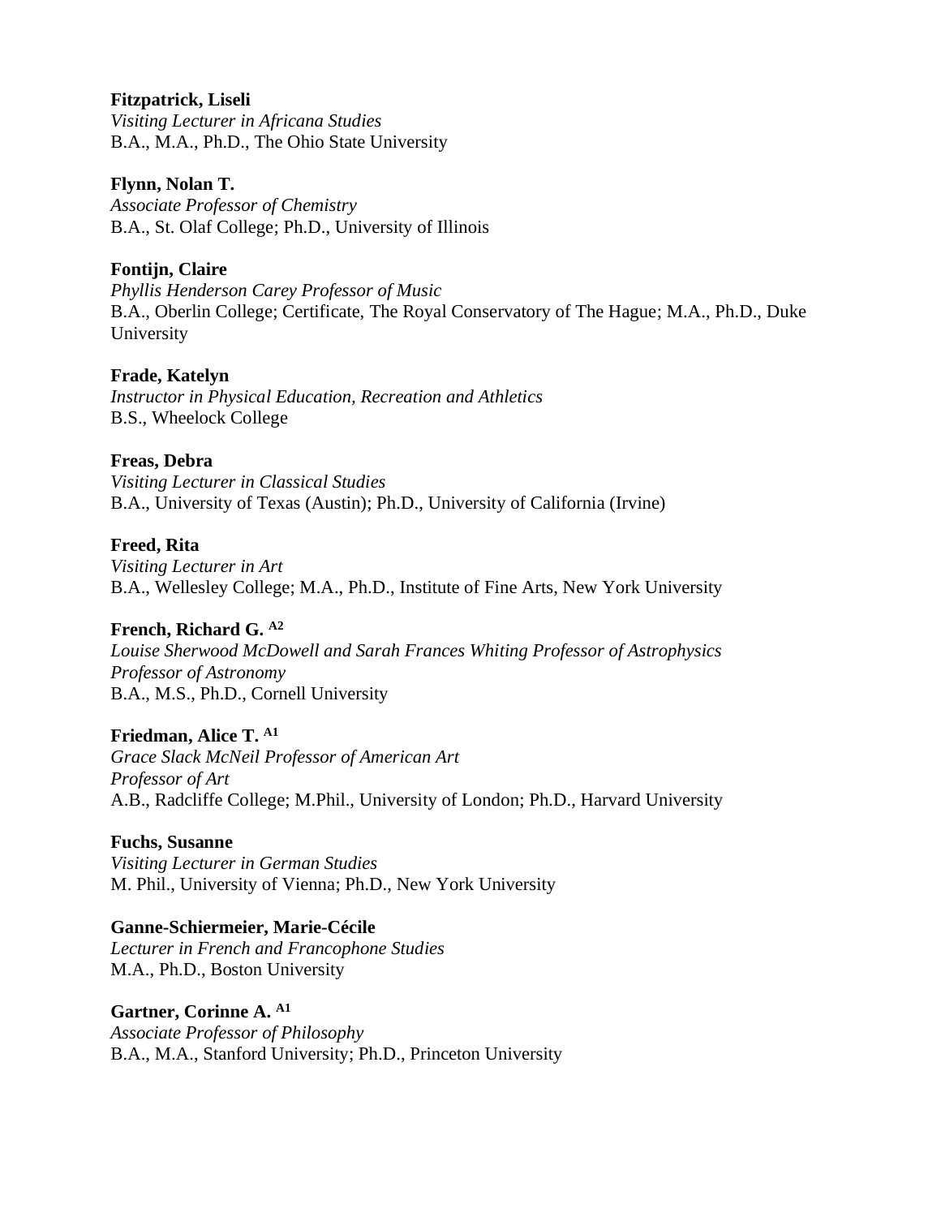**Fitzpatrick, Liseli**  
*Visiting Lecturer in Africana Studies*  
B.A., M.A., Ph.D., The Ohio State University

**Flynn, Nolan T.**  
*Associate Professor of Chemistry*  
B.A., St. Olaf College; Ph.D., University of Illinois

**Fontijn, Claire**  
*Phyllis Henderson Carey Professor of Music*  
B.A., Oberlin College; Certificate, The Royal Conservatory of The Hague; M.A., Ph.D., Duke University

**Frade, Katelyn**  
*Instructor in Physical Education, Recreation and Athletics*  
B.S., Wheelock College

**Freas, Debra**  
*Visiting Lecturer in Classical Studies*  
B.A., University of Texas (Austin); Ph.D., University of California (Irvine)

**Freed, Rita**  
*Visiting Lecturer in Art*  
B.A., Wellesley College; M.A., Ph.D., Institute of Fine Arts, New York University

**French, Richard G.** [A2]  
*Louise Sherwood McDowell and Sarah Frances Whiting Professor of Astrophysics*  
*Professor of Astronomy*  
B.A., M.S., Ph.D., Cornell University

**Friedman, Alice T.** [A1]  
*Grace Slack McNeil Professor of American Art*  
*Professor of Art*  
A.B., Radcliffe College; M.Phil., University of London; Ph.D., Harvard University

**Fuchs, Susanne**  
*Visiting Lecturer in German Studies*  
M. Phil., University of Vienna; Ph.D., New York University

**Ganne-Schiermeier, Marie-Cécile**  
*Lecturer in French and Francophone Studies*  
M.A., Ph.D., Boston University

**Gartner, Corinne A.** [A1]  
*Associate Professor of Philosophy*  
B.A., M.A., Stanford University; Ph.D., Princeton University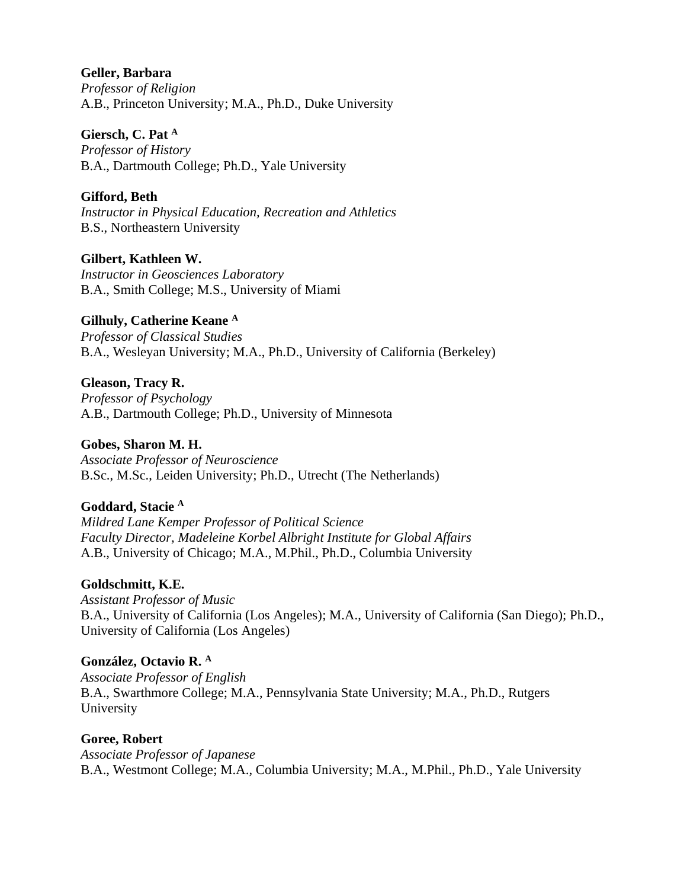**Geller, Barbara**
*Professor of Religion*
A.B., Princeton University; M.A., Ph.D., Duke University

**Giersch, C. Pat** [A]
*Professor of History*
B.A., Dartmouth College; Ph.D., Yale University

**Gifford, Beth**
*Instructor in Physical Education, Recreation and Athletics*
B.S., Northeastern University

**Gilbert, Kathleen W.**
*Instructor in Geosciences Laboratory*
B.A., Smith College; M.S., University of Miami

**Gilhuly, Catherine Keane** [A]
*Professor of Classical Studies*
B.A., Wesleyan University; M.A., Ph.D., University of California (Berkeley)

**Gleason, Tracy R.**
*Professor of Psychology*
A.B., Dartmouth College; Ph.D., University of Minnesota

**Gobes, Sharon M. H.**
*Associate Professor of Neuroscience*
B.Sc., M.Sc., Leiden University; Ph.D., Utrecht (The Netherlands)

**Goddard, Stacie** [A]
*Mildred Lane Kemper Professor of Political Science*
*Faculty Director, Madeleine Korbel Albright Institute for Global Affairs*
A.B., University of Chicago; M.A., M.Phil., Ph.D., Columbia University

**Goldschmitt, K.E.**
*Assistant Professor of Music*
B.A., University of California (Los Angeles); M.A., University of California (San Diego); Ph.D., University of California (Los Angeles)

**González, Octavio R.** [A]
*Associate Professor of English*
B.A., Swarthmore College; M.A., Pennsylvania State University; M.A., Ph.D., Rutgers University

**Goree, Robert**
*Associate Professor of Japanese*
B.A., Westmont College; M.A., Columbia University; M.A., M.Phil., Ph.D., Yale University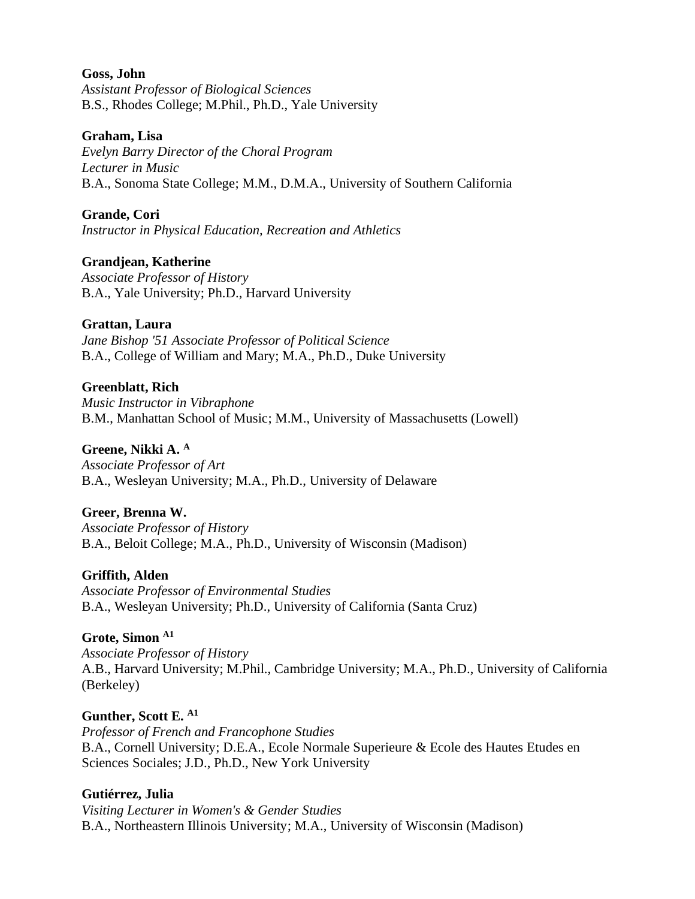**Goss, John**
*Assistant Professor of Biological Sciences*
B.S., Rhodes College; M.Phil., Ph.D., Yale University

**Graham, Lisa**
*Evelyn Barry Director of the Choral Program*
*Lecturer in Music*
B.A., Sonoma State College; M.M., D.M.A., University of Southern California

**Grande, Cori**
*Instructor in Physical Education, Recreation and Athletics*

**Grandjean, Katherine**
*Associate Professor of History*
B.A., Yale University; Ph.D., Harvard University

**Grattan, Laura**
*Jane Bishop '51 Associate Professor of Political Science*
B.A., College of William and Mary; M.A., Ph.D., Duke University

**Greenblatt, Rich**
*Music Instructor in Vibraphone*
B.M., Manhattan School of Music; M.M., University of Massachusetts (Lowell)

**Greene, Nikki A.** [A]
*Associate Professor of Art*
B.A., Wesleyan University; M.A., Ph.D., University of Delaware

**Greer, Brenna W.**
*Associate Professor of History*
B.A., Beloit College; M.A., Ph.D., University of Wisconsin (Madison)

**Griffith, Alden**
*Associate Professor of Environmental Studies*
B.A., Wesleyan University; Ph.D., University of California (Santa Cruz)

**Grote, Simon** [A1]
*Associate Professor of History*
A.B., Harvard University; M.Phil., Cambridge University; M.A., Ph.D., University of California (Berkeley)

**Gunther, Scott E.** [A1]
*Professor of French and Francophone Studies*
B.A., Cornell University; D.E.A., Ecole Normale Superieure & Ecole des Hautes Etudes en Sciences Sociales; J.D., Ph.D., New York University

**Gutiérrez, Julia**
*Visiting Lecturer in Women's & Gender Studies*
B.A., Northeastern Illinois University; M.A., University of Wisconsin (Madison)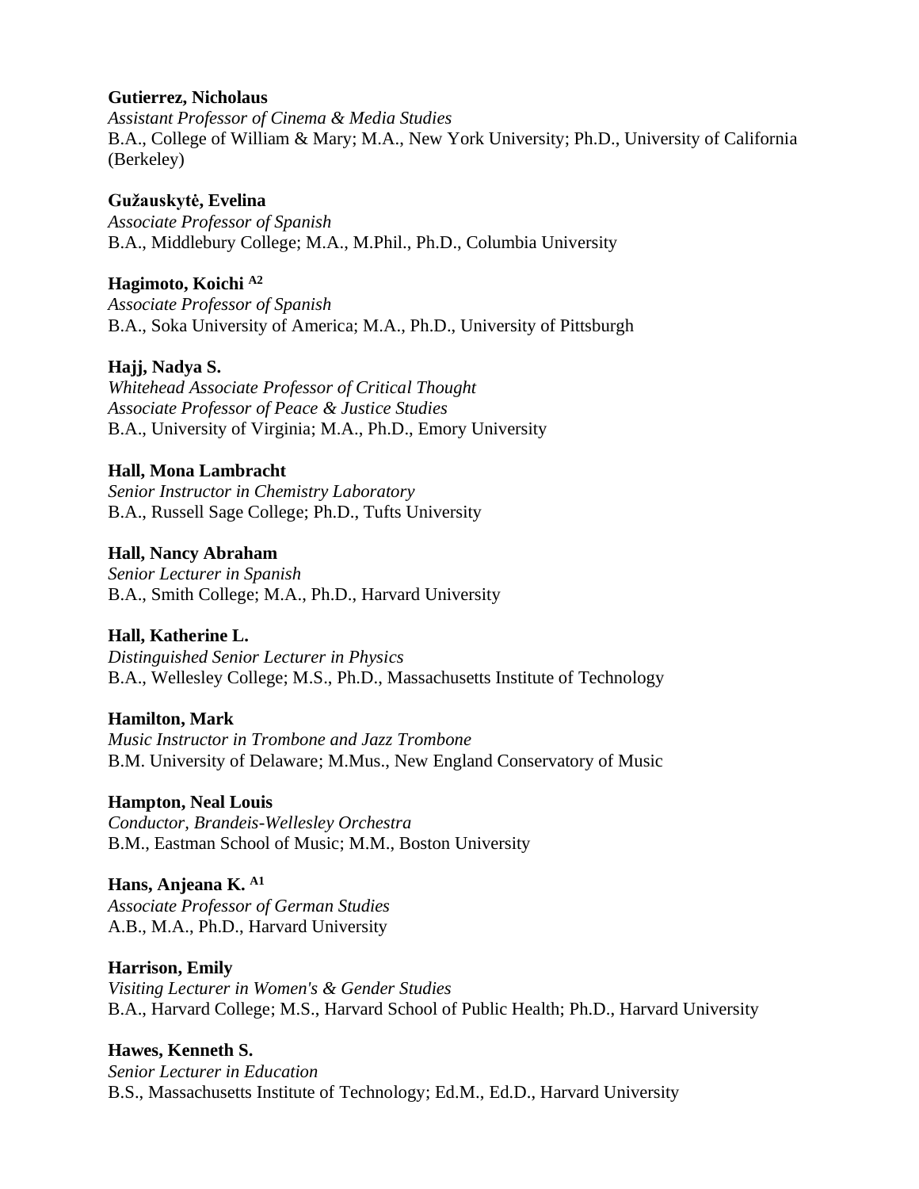**Gutierrez, Nicholaus**
*Assistant Professor of Cinema & Media Studies*
B.A., College of William & Mary; M.A., New York University; Ph.D., University of California (Berkeley)

**Gužauskytė, Evelina**
*Associate Professor of Spanish*
B.A., Middlebury College; M.A., M.Phil., Ph.D., Columbia University

**Hagimoto, Koichi** [A2]
*Associate Professor of Spanish*
B.A., Soka University of America; M.A., Ph.D., University of Pittsburgh

**Hajj, Nadya S.**
*Whitehead Associate Professor of Critical Thought*
*Associate Professor of Peace & Justice Studies*
B.A., University of Virginia; M.A., Ph.D., Emory University

**Hall, Mona Lambracht**
*Senior Instructor in Chemistry Laboratory*
B.A., Russell Sage College; Ph.D., Tufts University

**Hall, Nancy Abraham**
*Senior Lecturer in Spanish*
B.A., Smith College; M.A., Ph.D., Harvard University

**Hall, Katherine L.**
*Distinguished Senior Lecturer in Physics*
B.A., Wellesley College; M.S., Ph.D., Massachusetts Institute of Technology

**Hamilton, Mark**
*Music Instructor in Trombone and Jazz Trombone*
B.M. University of Delaware; M.Mus., New England Conservatory of Music

**Hampton, Neal Louis**
*Conductor, Brandeis-Wellesley Orchestra*
B.M., Eastman School of Music; M.M., Boston University

**Hans, Anjeana K.** [A1]
*Associate Professor of German Studies*
A.B., M.A., Ph.D., Harvard University

**Harrison, Emily**
*Visiting Lecturer in Women's & Gender Studies*
B.A., Harvard College; M.S., Harvard School of Public Health; Ph.D., Harvard University

**Hawes, Kenneth S.**
*Senior Lecturer in Education*
B.S., Massachusetts Institute of Technology; Ed.M., Ed.D., Harvard University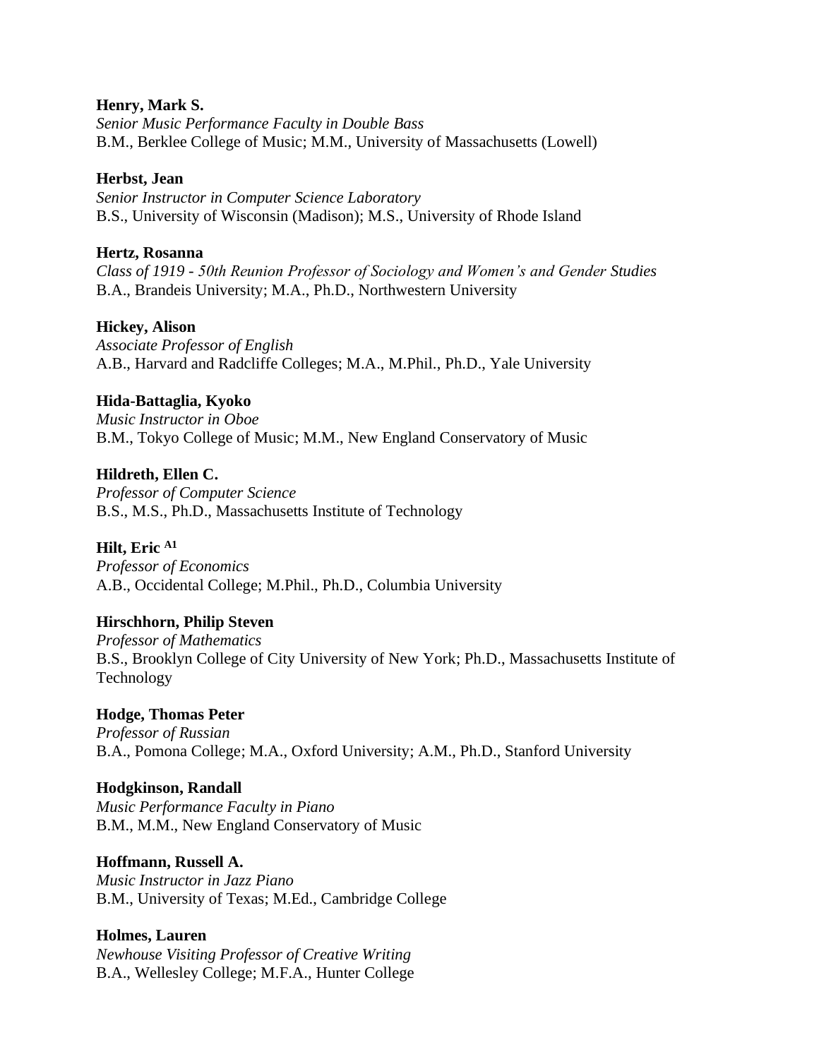**Henry, Mark S.**
*Senior Music Performance Faculty in Double Bass*
B.M., Berklee College of Music; M.M., University of Massachusetts (Lowell)

**Herbst, Jean**
*Senior Instructor in Computer Science Laboratory*
B.S., University of Wisconsin (Madison); M.S., University of Rhode Island

**Hertz, Rosanna**
*Class of 1919 - 50th Reunion Professor of Sociology and Women's and Gender Studies*
B.A., Brandeis University; M.A., Ph.D., Northwestern University

**Hickey, Alison**
*Associate Professor of English*
A.B., Harvard and Radcliffe Colleges; M.A., M.Phil., Ph.D., Yale University

**Hida-Battaglia, Kyoko**
*Music Instructor in Oboe*
B.M., Tokyo College of Music; M.M., New England Conservatory of Music

**Hildreth, Ellen C.**
*Professor of Computer Science*
B.S., M.S., Ph.D., Massachusetts Institute of Technology

**Hilt, Eric** [A1]
*Professor of Economics*
A.B., Occidental College; M.Phil., Ph.D., Columbia University

**Hirschhorn, Philip Steven**
*Professor of Mathematics*
B.S., Brooklyn College of City University of New York; Ph.D., Massachusetts Institute of Technology

**Hodge, Thomas Peter**
*Professor of Russian*
B.A., Pomona College; M.A., Oxford University; A.M., Ph.D., Stanford University

**Hodgkinson, Randall**
*Music Performance Faculty in Piano*
B.M., M.M., New England Conservatory of Music

**Hoffmann, Russell A.**
*Music Instructor in Jazz Piano*
B.M., University of Texas; M.Ed., Cambridge College

**Holmes, Lauren**
*Newhouse Visiting Professor of Creative Writing*
B.A., Wellesley College; M.F.A., Hunter College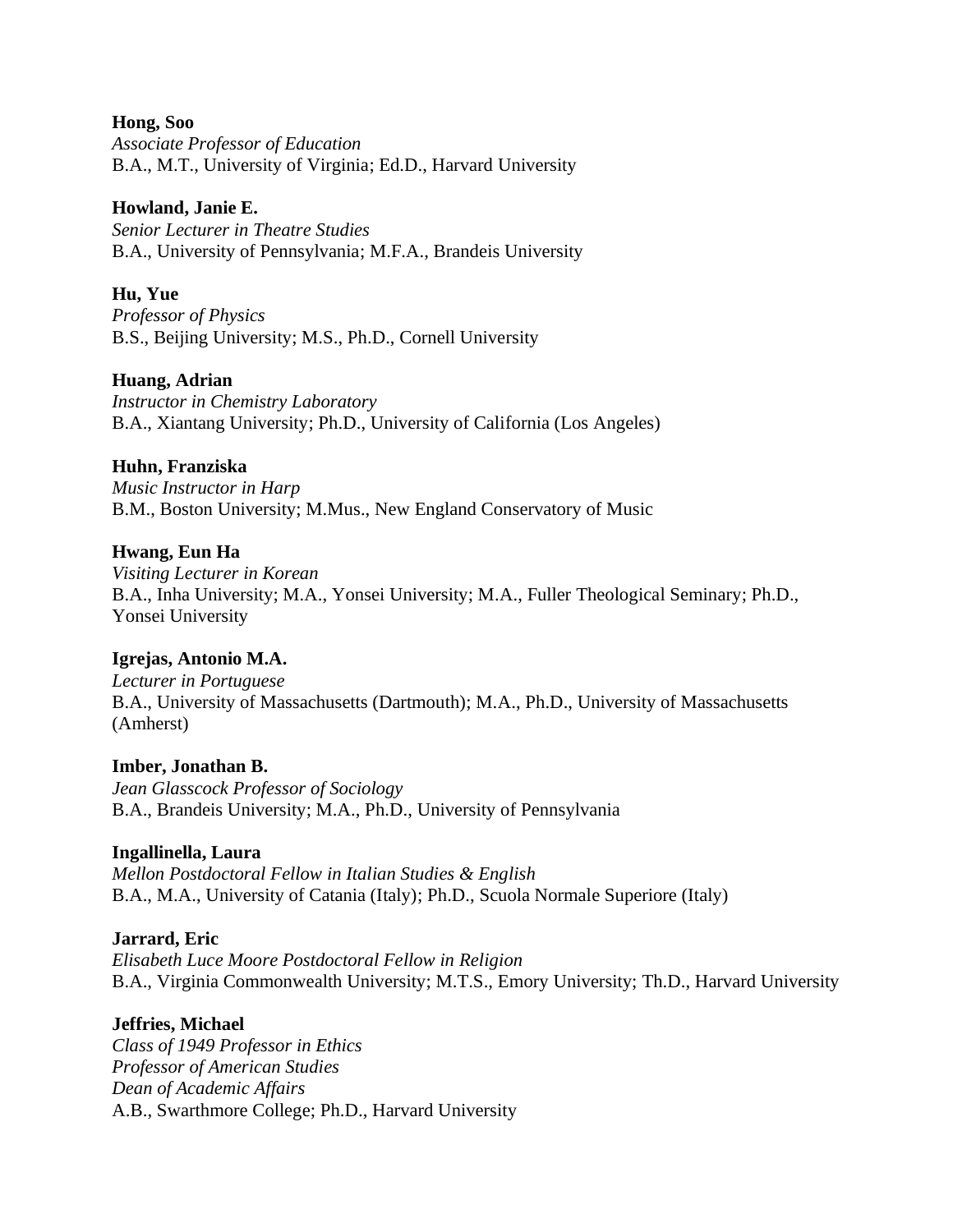**Hong, Soo**
*Associate Professor of Education*
B.A., M.T., University of Virginia; Ed.D., Harvard University

**Howland, Janie E.**
*Senior Lecturer in Theatre Studies*
B.A., University of Pennsylvania; M.F.A., Brandeis University

**Hu, Yue**
*Professor of Physics*
B.S., Beijing University; M.S., Ph.D., Cornell University

**Huang, Adrian**
*Instructor in Chemistry Laboratory*
B.A., Xiantang University; Ph.D., University of California (Los Angeles)

**Huhn, Franziska**
*Music Instructor in Harp*
B.M., Boston University; M.Mus., New England Conservatory of Music

**Hwang, Eun Ha**
*Visiting Lecturer in Korean*
B.A., Inha University; M.A., Yonsei University; M.A., Fuller Theological Seminary; Ph.D., Yonsei University

**Igrejas, Antonio M.A.**
*Lecturer in Portuguese*
B.A., University of Massachusetts (Dartmouth); M.A., Ph.D., University of Massachusetts (Amherst)

**Imber, Jonathan B.**
*Jean Glasscock Professor of Sociology*
B.A., Brandeis University; M.A., Ph.D., University of Pennsylvania

**Ingallinella, Laura**
*Mellon Postdoctoral Fellow in Italian Studies & English*
B.A., M.A., University of Catania (Italy); Ph.D., Scuola Normale Superiore (Italy)

**Jarrard, Eric**
*Elisabeth Luce Moore Postdoctoral Fellow in Religion*
B.A., Virginia Commonwealth University; M.T.S., Emory University; Th.D., Harvard University

**Jeffries, Michael**
*Class of 1949 Professor in Ethics*
*Professor of American Studies*
*Dean of Academic Affairs*
A.B., Swarthmore College; Ph.D., Harvard University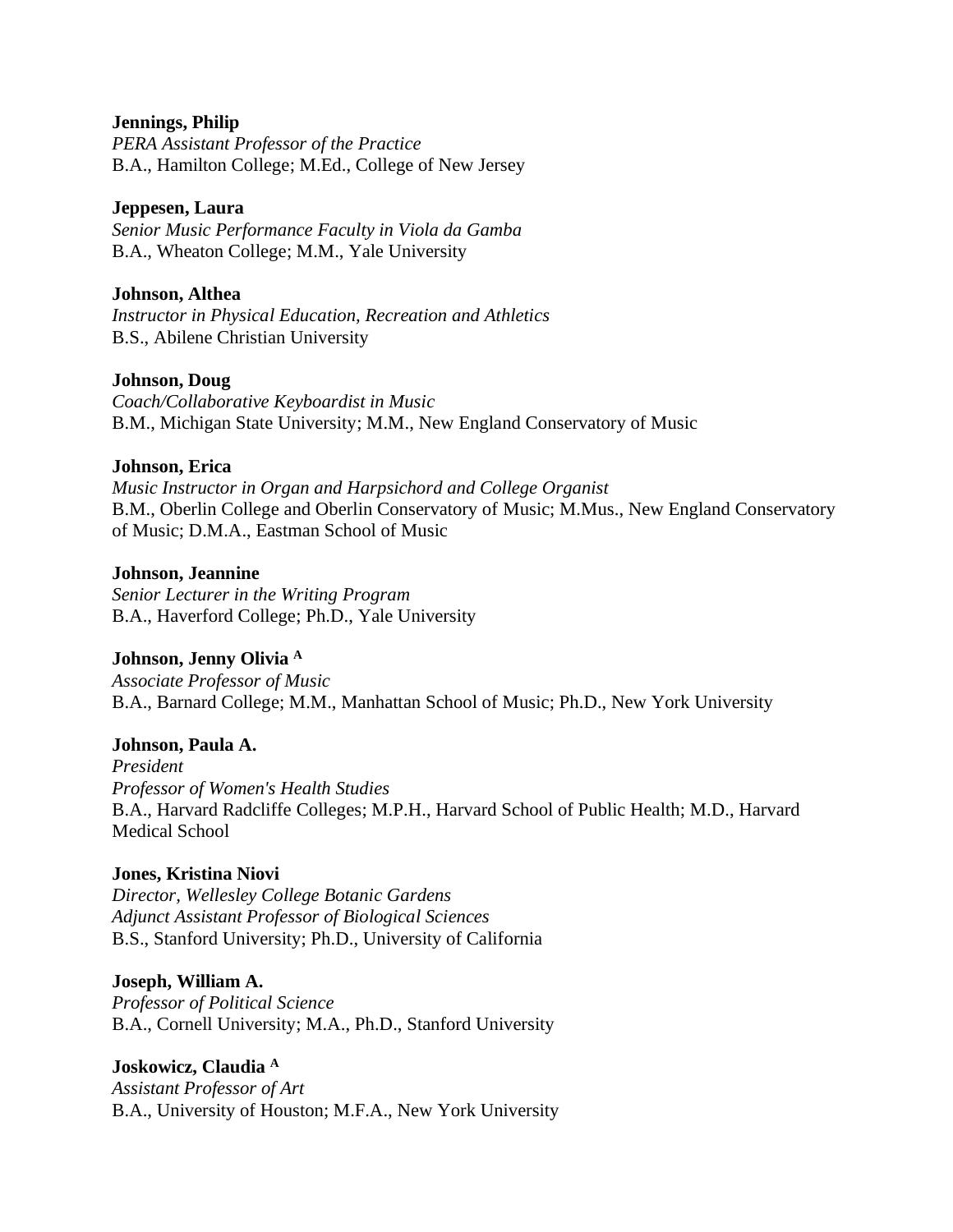**Jennings, Philip**
*PERA Assistant Professor of the Practice*
B.A., Hamilton College; M.Ed., College of New Jersey

**Jeppesen, Laura**
*Senior Music Performance Faculty in Viola da Gamba*
B.A., Wheaton College; M.M., Yale University

**Johnson, Althea**
*Instructor in Physical Education, Recreation and Athletics*
B.S., Abilene Christian University

**Johnson, Doug**
*Coach/Collaborative Keyboardist in Music*
B.M., Michigan State University; M.M., New England Conservatory of Music

**Johnson, Erica**
*Music Instructor in Organ and Harpsichord and College Organist*
B.M., Oberlin College and Oberlin Conservatory of Music; M.Mus., New England Conservatory of Music; D.M.A., Eastman School of Music

**Johnson, Jeannine**
*Senior Lecturer in the Writing Program*
B.A., Haverford College; Ph.D., Yale University

**Johnson, Jenny Olivia [A]**
*Associate Professor of Music*
B.A., Barnard College; M.M., Manhattan School of Music; Ph.D., New York University

**Johnson, Paula A.**
*President*
*Professor of Women's Health Studies*
B.A., Harvard Radcliffe Colleges; M.P.H., Harvard School of Public Health; M.D., Harvard Medical School

**Jones, Kristina Niovi**
*Director, Wellesley College Botanic Gardens*
*Adjunct Assistant Professor of Biological Sciences*
B.S., Stanford University; Ph.D., University of California

**Joseph, William A.**
*Professor of Political Science*
B.A., Cornell University; M.A., Ph.D., Stanford University

**Joskowicz, Claudia [A]**
*Assistant Professor of Art*
B.A., University of Houston; M.F.A., New York University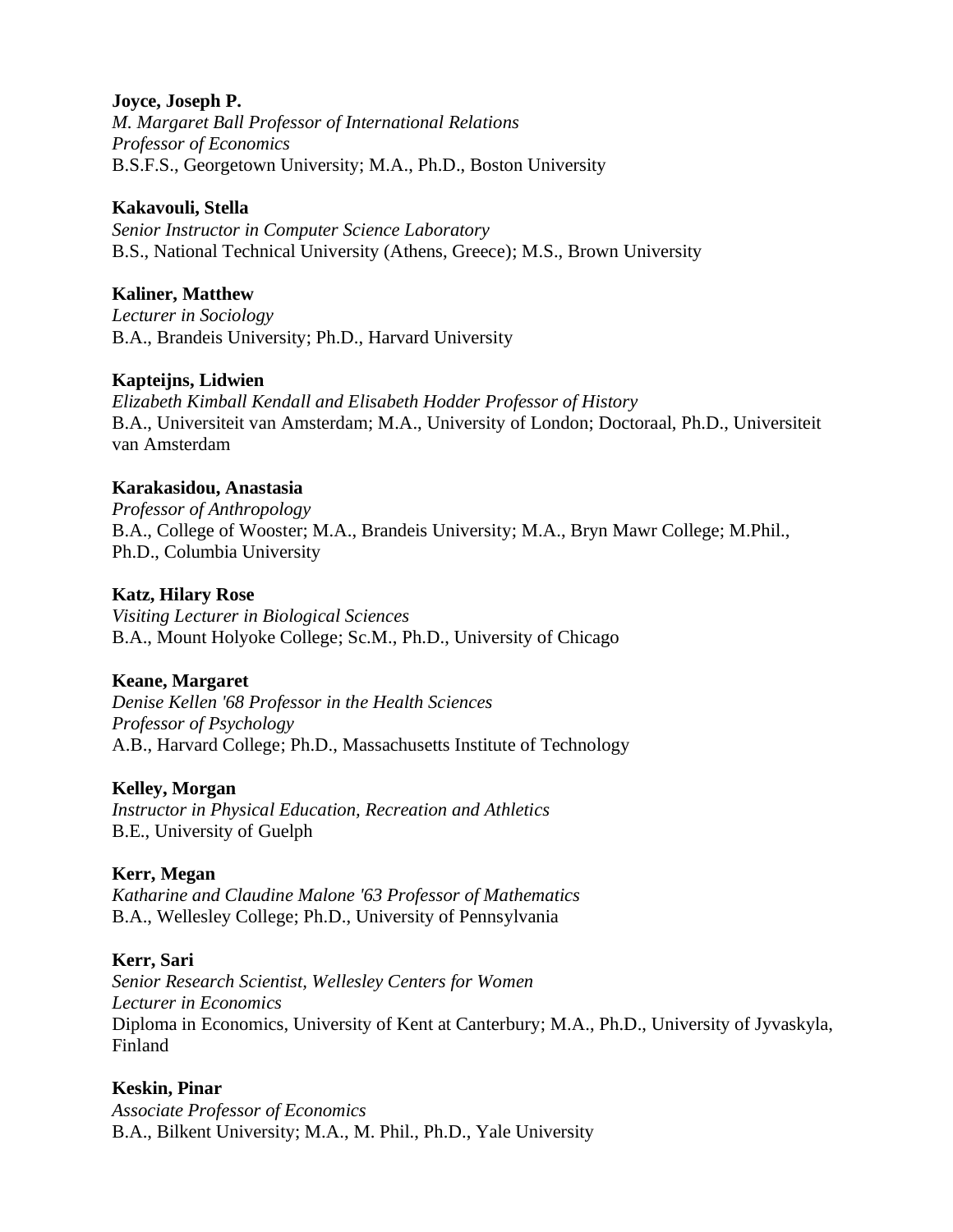**Joyce, Joseph P.**
*M. Margaret Ball Professor of International Relations*
*Professor of Economics*
B.S.F.S., Georgetown University; M.A., Ph.D., Boston University

**Kakavouli, Stella**
*Senior Instructor in Computer Science Laboratory*
B.S., National Technical University (Athens, Greece); M.S., Brown University

**Kaliner, Matthew**
*Lecturer in Sociology*
B.A., Brandeis University; Ph.D., Harvard University

**Kapteijns, Lidwien**
*Elizabeth Kimball Kendall and Elisabeth Hodder Professor of History*
B.A., Universiteit van Amsterdam; M.A., University of London; Doctoraal, Ph.D., Universiteit van Amsterdam

**Karakasidou, Anastasia**
*Professor of Anthropology*
B.A., College of Wooster; M.A., Brandeis University; M.A., Bryn Mawr College; M.Phil., Ph.D., Columbia University

**Katz, Hilary Rose**
*Visiting Lecturer in Biological Sciences*
B.A., Mount Holyoke College; Sc.M., Ph.D., University of Chicago

**Keane, Margaret**
*Denise Kellen '68 Professor in the Health Sciences*
*Professor of Psychology*
A.B., Harvard College; Ph.D., Massachusetts Institute of Technology

**Kelley, Morgan**
*Instructor in Physical Education, Recreation and Athletics*
B.E., University of Guelph

**Kerr, Megan**
*Katharine and Claudine Malone '63 Professor of Mathematics*
B.A., Wellesley College; Ph.D., University of Pennsylvania

**Kerr, Sari**
*Senior Research Scientist, Wellesley Centers for Women*
*Lecturer in Economics*
Diploma in Economics, University of Kent at Canterbury; M.A., Ph.D., University of Jyvaskyla, Finland

**Keskin, Pinar**
*Associate Professor of Economics*
B.A., Bilkent University; M.A., M. Phil., Ph.D., Yale University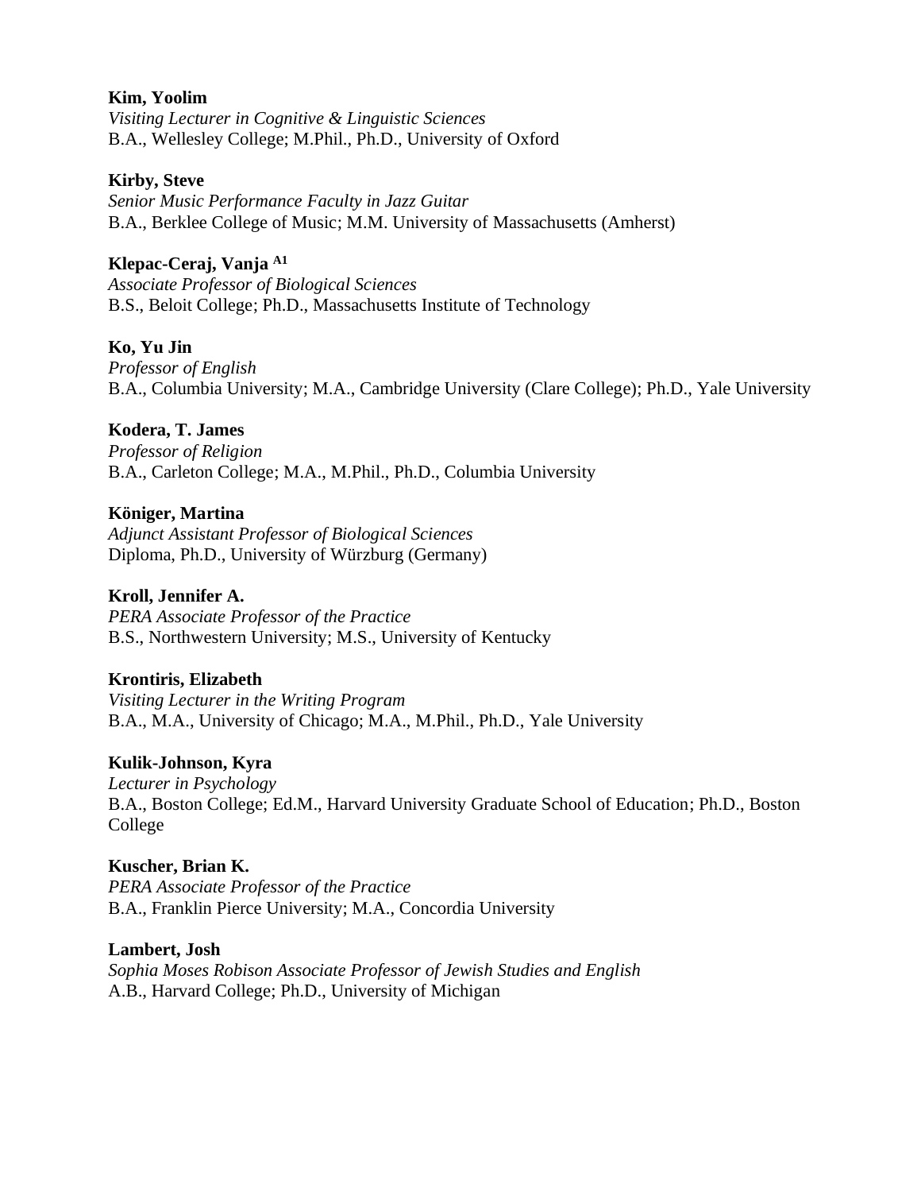**Kim, Yoolim**
*Visiting Lecturer in Cognitive & Linguistic Sciences*
B.A., Wellesley College; M.Phil., Ph.D., University of Oxford

**Kirby, Steve**
*Senior Music Performance Faculty in Jazz Guitar*
B.A., Berklee College of Music; M.M. University of Massachusetts (Amherst)

**Klepac-Ceraj, Vanja** [A1]
*Associate Professor of Biological Sciences*
B.S., Beloit College; Ph.D., Massachusetts Institute of Technology

**Ko, Yu Jin**
*Professor of English*
B.A., Columbia University; M.A., Cambridge University (Clare College); Ph.D., Yale University

**Kodera, T. James**
*Professor of Religion*
B.A., Carleton College; M.A., M.Phil., Ph.D., Columbia University

**Königer, Martina**
*Adjunct Assistant Professor of Biological Sciences*
Diploma, Ph.D., University of Würzburg (Germany)

**Kroll, Jennifer A.**
*PERA Associate Professor of the Practice*
B.S., Northwestern University; M.S., University of Kentucky

**Krontiris, Elizabeth**
*Visiting Lecturer in the Writing Program*
B.A., M.A., University of Chicago; M.A., M.Phil., Ph.D., Yale University

**Kulik-Johnson, Kyra**
*Lecturer in Psychology*
B.A., Boston College; Ed.M., Harvard University Graduate School of Education; Ph.D., Boston College

**Kuscher, Brian K.**
*PERA Associate Professor of the Practice*
B.A., Franklin Pierce University; M.A., Concordia University

**Lambert, Josh**
*Sophia Moses Robison Associate Professor of Jewish Studies and English*
A.B., Harvard College; Ph.D., University of Michigan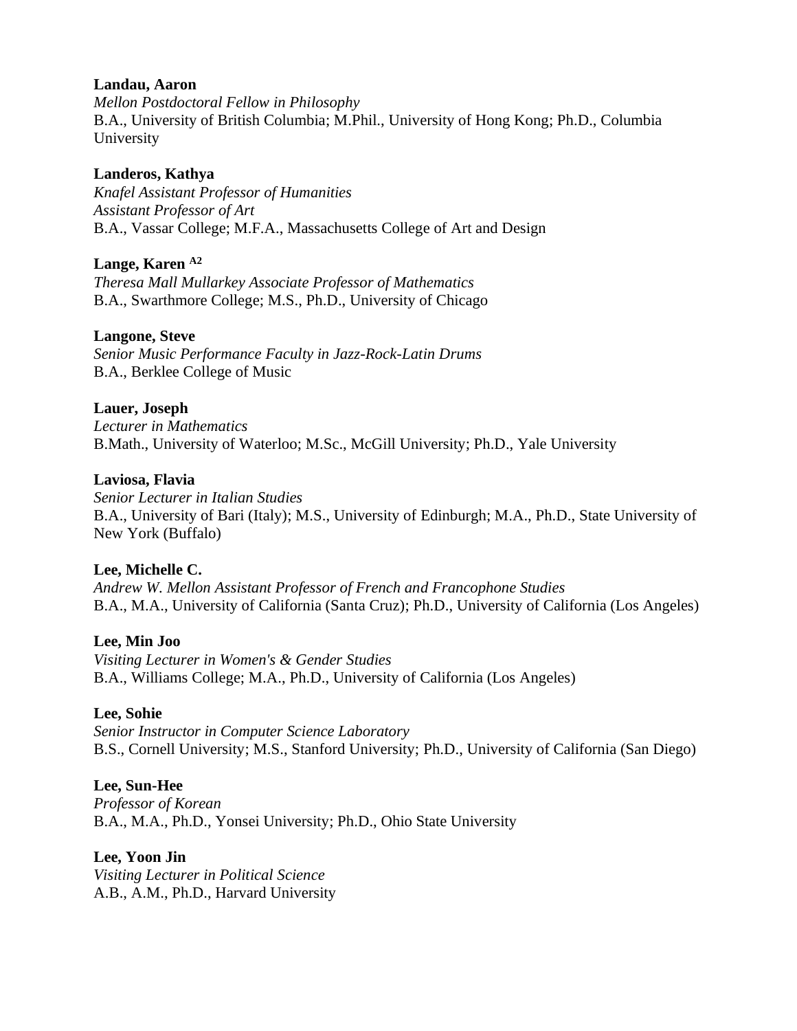**Landau, Aaron**
*Mellon Postdoctoral Fellow in Philosophy*
B.A., University of British Columbia; M.Phil., University of Hong Kong; Ph.D., Columbia University

**Landeros, Kathya**
*Knafel Assistant Professor of Humanities*
*Assistant Professor of Art*
B.A., Vassar College; M.F.A., Massachusetts College of Art and Design

**Lange, Karen** [A2]
*Theresa Mall Mullarkey Associate Professor of Mathematics*
B.A., Swarthmore College; M.S., Ph.D., University of Chicago

**Langone, Steve**
*Senior Music Performance Faculty in Jazz-Rock-Latin Drums*
B.A., Berklee College of Music

**Lauer, Joseph**
*Lecturer in Mathematics*
B.Math., University of Waterloo; M.Sc., McGill University; Ph.D., Yale University

**Laviosa, Flavia**
*Senior Lecturer in Italian Studies*
B.A., University of Bari (Italy); M.S., University of Edinburgh; M.A., Ph.D., State University of New York (Buffalo)

**Lee, Michelle C.**
*Andrew W. Mellon Assistant Professor of French and Francophone Studies*
B.A., M.A., University of California (Santa Cruz); Ph.D., University of California (Los Angeles)

**Lee, Min Joo**
*Visiting Lecturer in Women's & Gender Studies*
B.A., Williams College; M.A., Ph.D., University of California (Los Angeles)

**Lee, Sohie**
*Senior Instructor in Computer Science Laboratory*
B.S., Cornell University; M.S., Stanford University; Ph.D., University of California (San Diego)

**Lee, Sun-Hee**
*Professor of Korean*
B.A., M.A., Ph.D., Yonsei University; Ph.D., Ohio State University

**Lee, Yoon Jin**
*Visiting Lecturer in Political Science*
A.B., A.M., Ph.D., Harvard University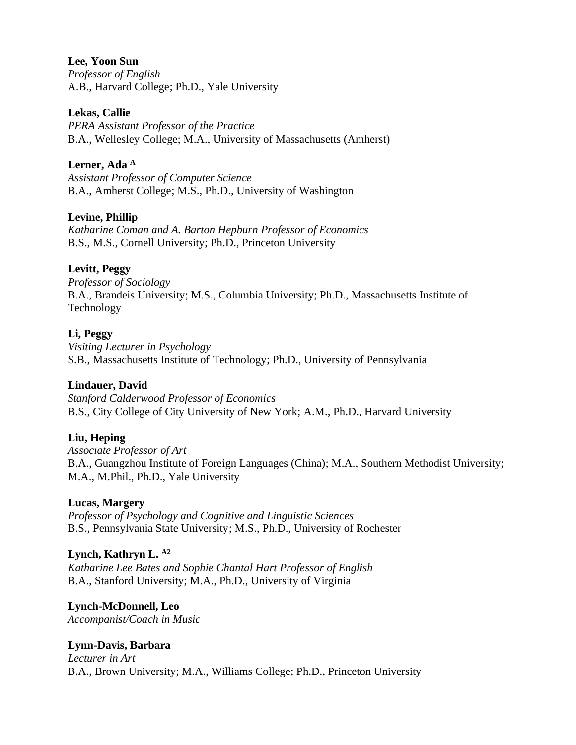**Lee, Yoon Sun**
*Professor of English*
A.B., Harvard College; Ph.D., Yale University

**Lekas, Callie**
*PERA Assistant Professor of the Practice*
B.A., Wellesley College; M.A., University of Massachusetts (Amherst)

**Lerner, Ada** [A]
*Assistant Professor of Computer Science*
B.A., Amherst College; M.S., Ph.D., University of Washington

**Levine, Phillip**
*Katharine Coman and A. Barton Hepburn Professor of Economics*
B.S., M.S., Cornell University; Ph.D., Princeton University

**Levitt, Peggy**
*Professor of Sociology*
B.A., Brandeis University; M.S., Columbia University; Ph.D., Massachusetts Institute of Technology

**Li, Peggy**
*Visiting Lecturer in Psychology*
S.B., Massachusetts Institute of Technology; Ph.D., University of Pennsylvania

**Lindauer, David**
*Stanford Calderwood Professor of Economics*
B.S., City College of City University of New York; A.M., Ph.D., Harvard University

**Liu, Heping**
*Associate Professor of Art*
B.A., Guangzhou Institute of Foreign Languages (China); M.A., Southern Methodist University; M.A., M.Phil., Ph.D., Yale University

**Lucas, Margery**
*Professor of Psychology and Cognitive and Linguistic Sciences*
B.S., Pennsylvania State University; M.S., Ph.D., University of Rochester

**Lynch, Kathryn L.** [A2]
*Katharine Lee Bates and Sophie Chantal Hart Professor of English*
B.A., Stanford University; M.A., Ph.D., University of Virginia

**Lynch-McDonnell, Leo**
*Accompanist/Coach in Music*

**Lynn-Davis, Barbara**
*Lecturer in Art*
B.A., Brown University; M.A., Williams College; Ph.D., Princeton University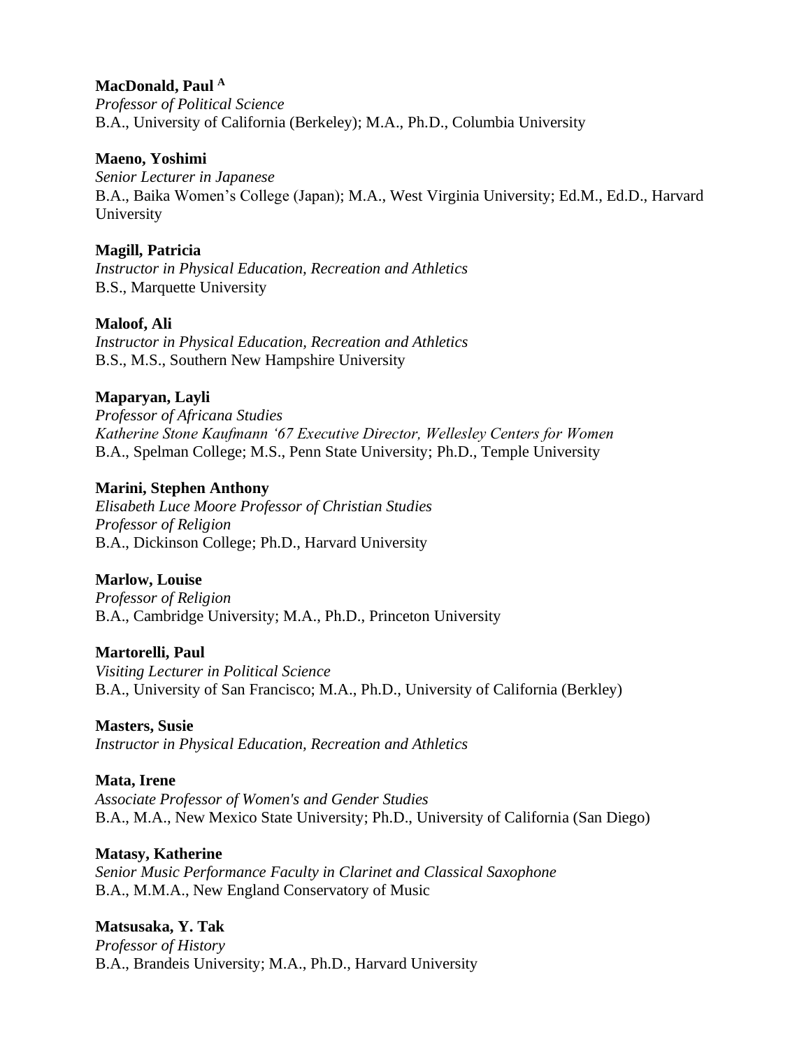**MacDonald, Paul** [A]  
*Professor of Political Science*  
B.A., University of California (Berkeley); M.A., Ph.D., Columbia University

**Maeno, Yoshimi**  
*Senior Lecturer in Japanese*  
B.A., Baika Women's College (Japan); M.A., West Virginia University; Ed.M., Ed.D., Harvard University

**Magill, Patricia**  
*Instructor in Physical Education, Recreation and Athletics*  
B.S., Marquette University

**Maloof, Ali**  
*Instructor in Physical Education, Recreation and Athletics*  
B.S., M.S., Southern New Hampshire University

**Maparyan, Layli**  
*Professor of Africana Studies*  
*Katherine Stone Kaufmann '67 Executive Director, Wellesley Centers for Women*  
B.A., Spelman College; M.S., Penn State University; Ph.D., Temple University

**Marini, Stephen Anthony**  
*Elisabeth Luce Moore Professor of Christian Studies*  
*Professor of Religion*  
B.A., Dickinson College; Ph.D., Harvard University

**Marlow, Louise**  
*Professor of Religion*  
B.A., Cambridge University; M.A., Ph.D., Princeton University

**Martorelli, Paul**  
*Visiting Lecturer in Political Science*  
B.A., University of San Francisco; M.A., Ph.D., University of California (Berkley)

**Masters, Susie**  
*Instructor in Physical Education, Recreation and Athletics*

**Mata, Irene**  
*Associate Professor of Women's and Gender Studies*  
B.A., M.A., New Mexico State University; Ph.D., University of California (San Diego)

**Matasy, Katherine**  
*Senior Music Performance Faculty in Clarinet and Classical Saxophone*  
B.A., M.M.A., New England Conservatory of Music

**Matsusaka, Y. Tak**  
*Professor of History*  
B.A., Brandeis University; M.A., Ph.D., Harvard University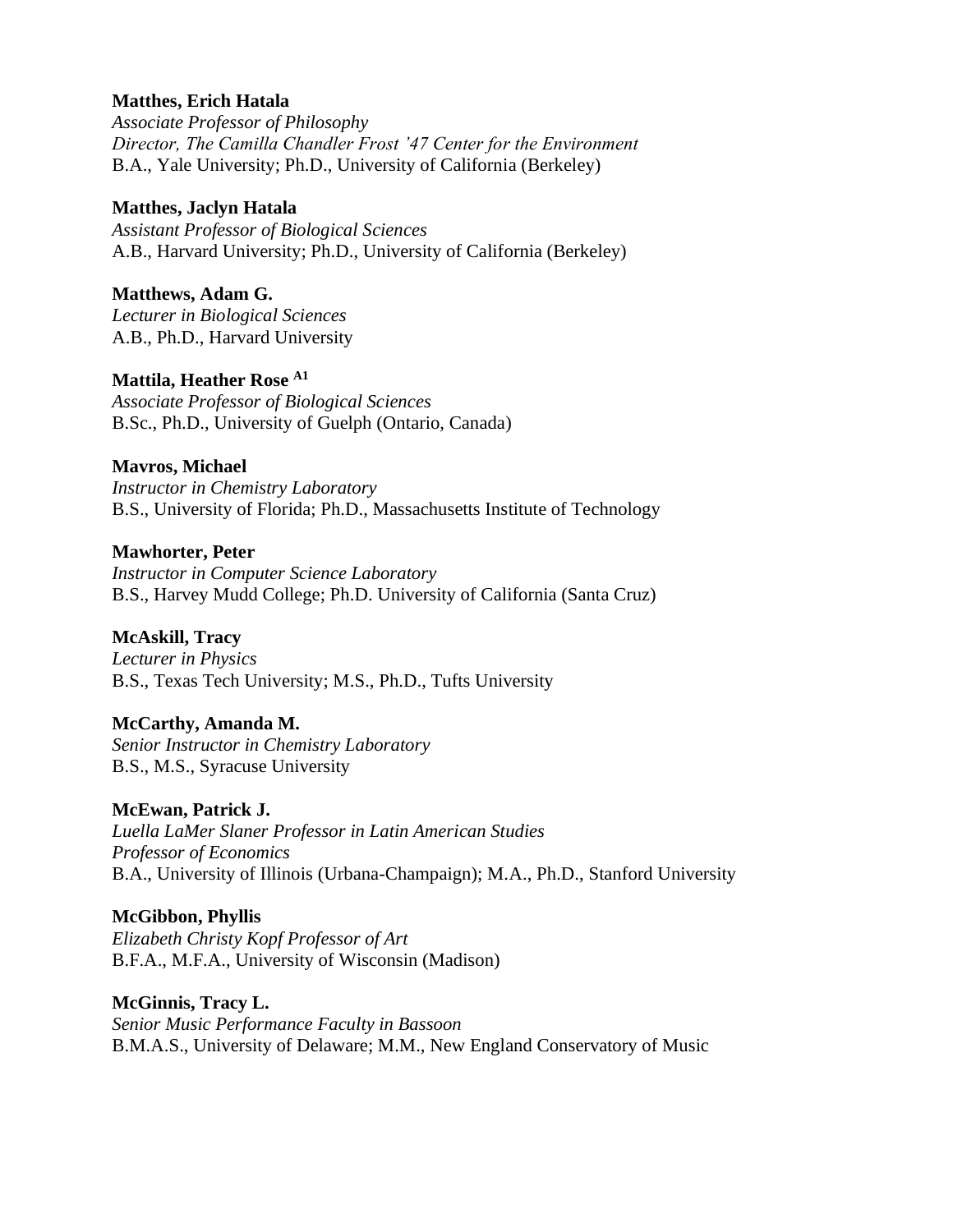**Matthes, Erich Hatala**
*Associate Professor of Philosophy*
*Director, The Camilla Chandler Frost '47 Center for the Environment*
B.A., Yale University; Ph.D., University of California (Berkeley)

**Matthes, Jaclyn Hatala**
*Assistant Professor of Biological Sciences*
A.B., Harvard University; Ph.D., University of California (Berkeley)

**Matthews, Adam G.**
*Lecturer in Biological Sciences*
A.B., Ph.D., Harvard University

**Mattila, Heather Rose** [A1]
*Associate Professor of Biological Sciences*
B.Sc., Ph.D., University of Guelph (Ontario, Canada)

**Mavros, Michael**
*Instructor in Chemistry Laboratory*
B.S., University of Florida; Ph.D., Massachusetts Institute of Technology

**Mawhorter, Peter**
*Instructor in Computer Science Laboratory*
B.S., Harvey Mudd College; Ph.D. University of California (Santa Cruz)

**McAskill, Tracy**
*Lecturer in Physics*
B.S., Texas Tech University; M.S., Ph.D., Tufts University

**McCarthy, Amanda M.**
*Senior Instructor in Chemistry Laboratory*
B.S., M.S., Syracuse University

**McEwan, Patrick J.**
*Luella LaMer Slaner Professor in Latin American Studies*
*Professor of Economics*
B.A., University of Illinois (Urbana-Champaign); M.A., Ph.D., Stanford University

**McGibbon, Phyllis**
*Elizabeth Christy Kopf Professor of Art*
B.F.A., M.F.A., University of Wisconsin (Madison)

**McGinnis, Tracy L.**
*Senior Music Performance Faculty in Bassoon*
B.M.A.S., University of Delaware; M.M., New England Conservatory of Music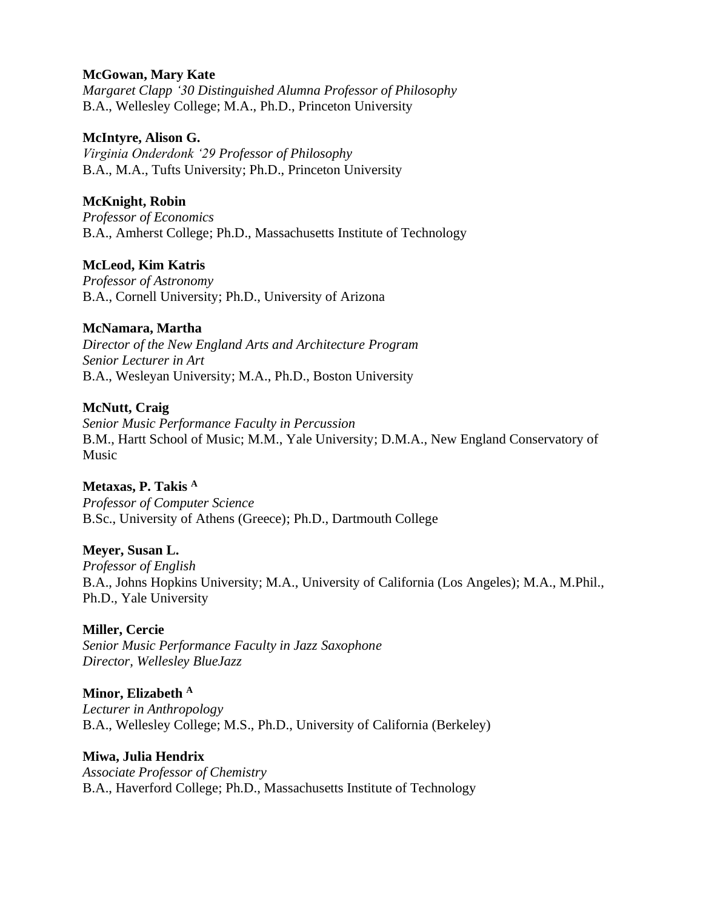**McGowan, Mary Kate**
*Margaret Clapp '30 Distinguished Alumna Professor of Philosophy*
B.A., Wellesley College; M.A., Ph.D., Princeton University

**McIntyre, Alison G.**
*Virginia Onderdonk '29 Professor of Philosophy*
B.A., M.A., Tufts University; Ph.D., Princeton University

**McKnight, Robin**
*Professor of Economics*
B.A., Amherst College; Ph.D., Massachusetts Institute of Technology

**McLeod, Kim Katris**
*Professor of Astronomy*
B.A., Cornell University; Ph.D., University of Arizona

**McNamara, Martha**
*Director of the New England Arts and Architecture Program*
*Senior Lecturer in Art*
B.A., Wesleyan University; M.A., Ph.D., Boston University

**McNutt, Craig**
*Senior Music Performance Faculty in Percussion*
B.M., Hartt School of Music; M.M., Yale University; D.M.A., New England Conservatory of Music

**Metaxas, P. Takis [A]**
*Professor of Computer Science*
B.Sc., University of Athens (Greece); Ph.D., Dartmouth College

**Meyer, Susan L.**
*Professor of English*
B.A., Johns Hopkins University; M.A., University of California (Los Angeles); M.A., M.Phil., Ph.D., Yale University

**Miller, Cercie**
*Senior Music Performance Faculty in Jazz Saxophone*
*Director, Wellesley BlueJazz*

**Minor, Elizabeth [A]**
*Lecturer in Anthropology*
B.A., Wellesley College; M.S., Ph.D., University of California (Berkeley)

**Miwa, Julia Hendrix**
*Associate Professor of Chemistry*
B.A., Haverford College; Ph.D., Massachusetts Institute of Technology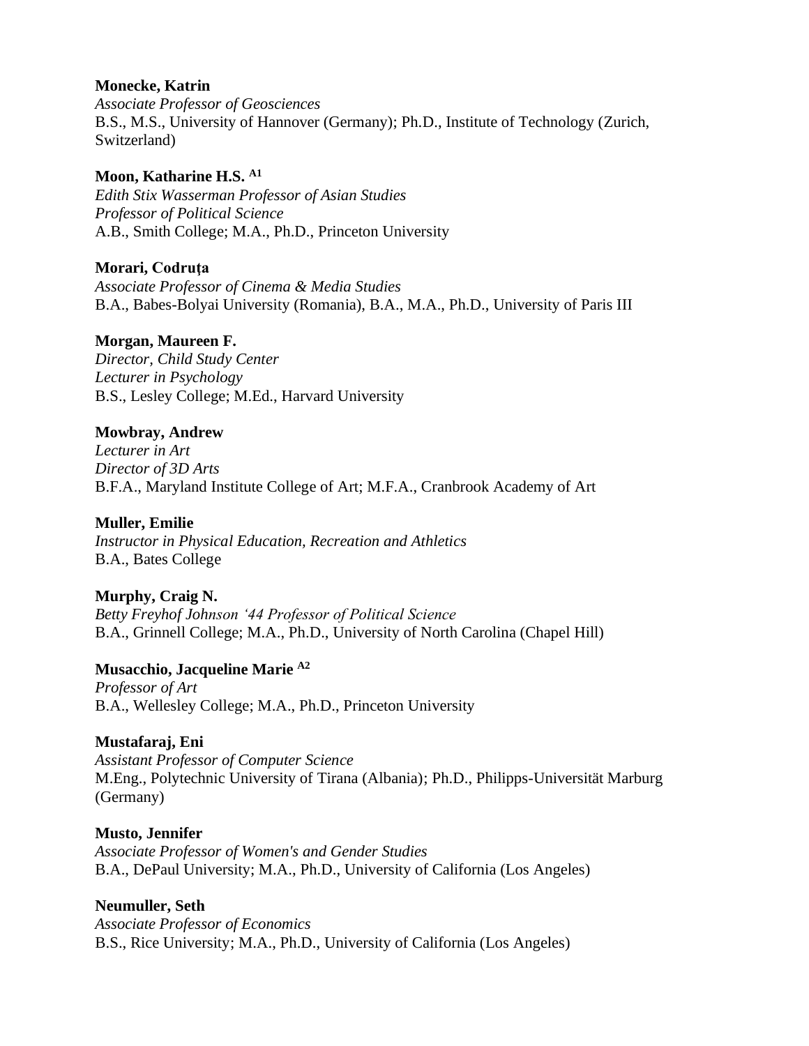**Monecke, Katrin**
*Associate Professor of Geosciences*
B.S., M.S., University of Hannover (Germany); Ph.D., Institute of Technology (Zurich, Switzerland)

**Moon, Katharine H.S.** [A1]
*Edith Stix Wasserman Professor of Asian Studies*
*Professor of Political Science*
A.B., Smith College; M.A., Ph.D., Princeton University

**Morari, Codruța**
*Associate Professor of Cinema & Media Studies*
B.A., Babes-Bolyai University (Romania), B.A., M.A., Ph.D., University of Paris III

**Morgan, Maureen F.**
*Director, Child Study Center*
*Lecturer in Psychology*
B.S., Lesley College; M.Ed., Harvard University

**Mowbray, Andrew**
*Lecturer in Art*
*Director of 3D Arts*
B.F.A., Maryland Institute College of Art; M.F.A., Cranbrook Academy of Art

**Muller, Emilie**
*Instructor in Physical Education, Recreation and Athletics*
B.A., Bates College

**Murphy, Craig N.**
*Betty Freyhof Johnson '44 Professor of Political Science*
B.A., Grinnell College; M.A., Ph.D., University of North Carolina (Chapel Hill)

**Musacchio, Jacqueline Marie** [A2]
*Professor of Art*
B.A., Wellesley College; M.A., Ph.D., Princeton University

**Mustafaraj, Eni**
*Assistant Professor of Computer Science*
M.Eng., Polytechnic University of Tirana (Albania); Ph.D., Philipps-Universität Marburg (Germany)

**Musto, Jennifer**
*Associate Professor of Women's and Gender Studies*
B.A., DePaul University; M.A., Ph.D., University of California (Los Angeles)

**Neumuller, Seth**
*Associate Professor of Economics*
B.S., Rice University; M.A., Ph.D., University of California (Los Angeles)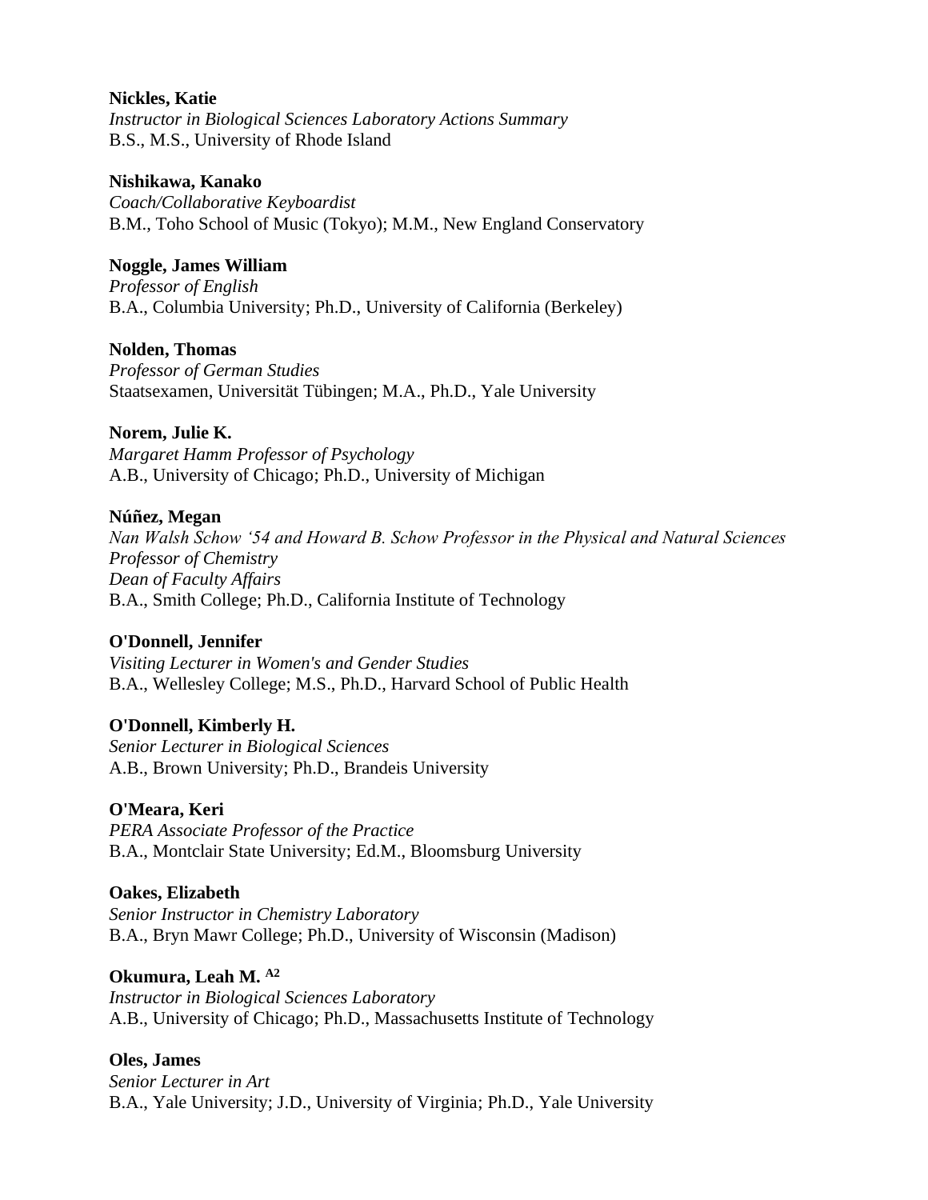**Nickles, Katie**
*Instructor in Biological Sciences Laboratory Actions Summary*
B.S., M.S., University of Rhode Island

**Nishikawa, Kanako**
*Coach/Collaborative Keyboardist*
B.M., Toho School of Music (Tokyo); M.M., New England Conservatory

**Noggle, James William**
*Professor of English*
B.A., Columbia University; Ph.D., University of California (Berkeley)

**Nolden, Thomas**
*Professor of German Studies*
Staatsexamen, Universität Tübingen; M.A., Ph.D., Yale University

**Norem, Julie K.**
*Margaret Hamm Professor of Psychology*
A.B., University of Chicago; Ph.D., University of Michigan

**Núñez, Megan**
*Nan Walsh Schow '54 and Howard B. Schow Professor in the Physical and Natural Sciences*
*Professor of Chemistry*
*Dean of Faculty Affairs*
B.A., Smith College; Ph.D., California Institute of Technology

**O'Donnell, Jennifer**
*Visiting Lecturer in Women's and Gender Studies*
B.A., Wellesley College; M.S., Ph.D., Harvard School of Public Health

**O'Donnell, Kimberly H.**
*Senior Lecturer in Biological Sciences*
A.B., Brown University; Ph.D., Brandeis University

**O'Meara, Keri**
*PERA Associate Professor of the Practice*
B.A., Montclair State University; Ed.M., Bloomsburg University

**Oakes, Elizabeth**
*Senior Instructor in Chemistry Laboratory*
B.A., Bryn Mawr College; Ph.D., University of Wisconsin (Madison)

**Okumura, Leah M.** [A2]
*Instructor in Biological Sciences Laboratory*
A.B., University of Chicago; Ph.D., Massachusetts Institute of Technology

**Oles, James**
*Senior Lecturer in Art*
B.A., Yale University; J.D., University of Virginia; Ph.D., Yale University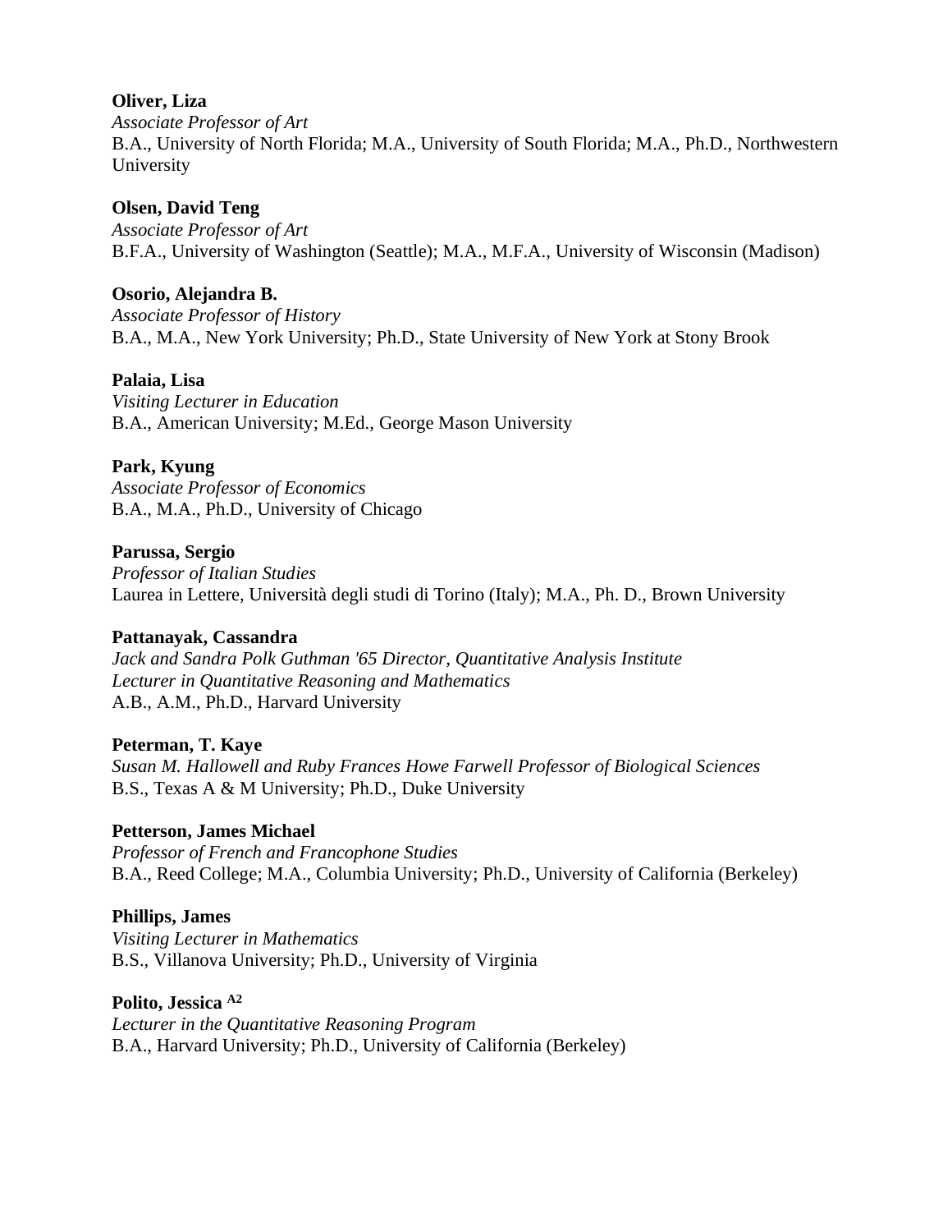**Oliver, Liza**
*Associate Professor of Art*
B.A., University of North Florida; M.A., University of South Florida; M.A., Ph.D., Northwestern University

**Olsen, David Teng**
*Associate Professor of Art*
B.F.A., University of Washington (Seattle); M.A., M.F.A., University of Wisconsin (Madison)

**Osorio, Alejandra B.**
*Associate Professor of History*
B.A., M.A., New York University; Ph.D., State University of New York at Stony Brook

**Palaia, Lisa**
*Visiting Lecturer in Education*
B.A., American University; M.Ed., George Mason University

**Park, Kyung**
*Associate Professor of Economics*
B.A., M.A., Ph.D., University of Chicago

**Parussa, Sergio**
*Professor of Italian Studies*
Laurea in Lettere, Università degli studi di Torino (Italy); M.A., Ph. D., Brown University

**Pattanayak, Cassandra**
*Jack and Sandra Polk Guthman '65 Director, Quantitative Analysis Institute*
*Lecturer in Quantitative Reasoning and Mathematics*
A.B., A.M., Ph.D., Harvard University

**Peterman, T. Kaye**
*Susan M. Hallowell and Ruby Frances Howe Farwell Professor of Biological Sciences*
B.S., Texas A & M University; Ph.D., Duke University

**Petterson, James Michael**
*Professor of French and Francophone Studies*
B.A., Reed College; M.A., Columbia University; Ph.D., University of California (Berkeley)

**Phillips, James**
*Visiting Lecturer in Mathematics*
B.S., Villanova University; Ph.D., University of Virginia

**Polito, Jessica** [A2]
*Lecturer in the Quantitative Reasoning Program*
B.A., Harvard University; Ph.D., University of California (Berkeley)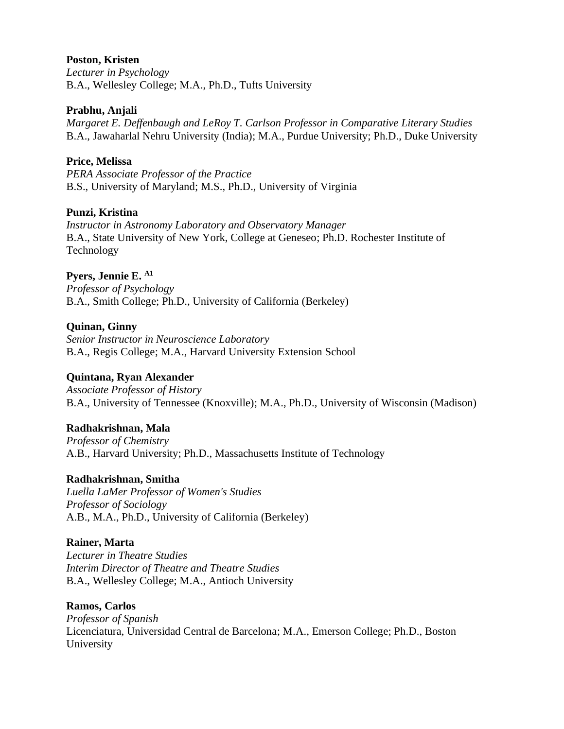**Poston, Kristen**
*Lecturer in Psychology*
B.A., Wellesley College; M.A., Ph.D., Tufts University

**Prabhu, Anjali**
*Margaret E. Deffenbaugh and LeRoy T. Carlson Professor in Comparative Literary Studies*
B.A., Jawaharlal Nehru University (India); M.A., Purdue University; Ph.D., Duke University

**Price, Melissa**
*PERA Associate Professor of the Practice*
B.S., University of Maryland; M.S., Ph.D., University of Virginia

**Punzi, Kristina**
*Instructor in Astronomy Laboratory and Observatory Manager*
B.A., State University of New York, College at Geneseo; Ph.D. Rochester Institute of Technology

**Pyers, Jennie E.** [A1]
*Professor of Psychology*
B.A., Smith College; Ph.D., University of California (Berkeley)

**Quinan, Ginny**
*Senior Instructor in Neuroscience Laboratory*
B.A., Regis College; M.A., Harvard University Extension School

**Quintana, Ryan Alexander**
*Associate Professor of History*
B.A., University of Tennessee (Knoxville); M.A., Ph.D., University of Wisconsin (Madison)

**Radhakrishnan, Mala**
*Professor of Chemistry*
A.B., Harvard University; Ph.D., Massachusetts Institute of Technology

**Radhakrishnan, Smitha**
*Luella LaMer Professor of Women's Studies*
*Professor of Sociology*
A.B., M.A., Ph.D., University of California (Berkeley)

**Rainer, Marta**
*Lecturer in Theatre Studies*
*Interim Director of Theatre and Theatre Studies*
B.A., Wellesley College; M.A., Antioch University

**Ramos, Carlos**
*Professor of Spanish*
Licenciatura, Universidad Central de Barcelona; M.A., Emerson College; Ph.D., Boston University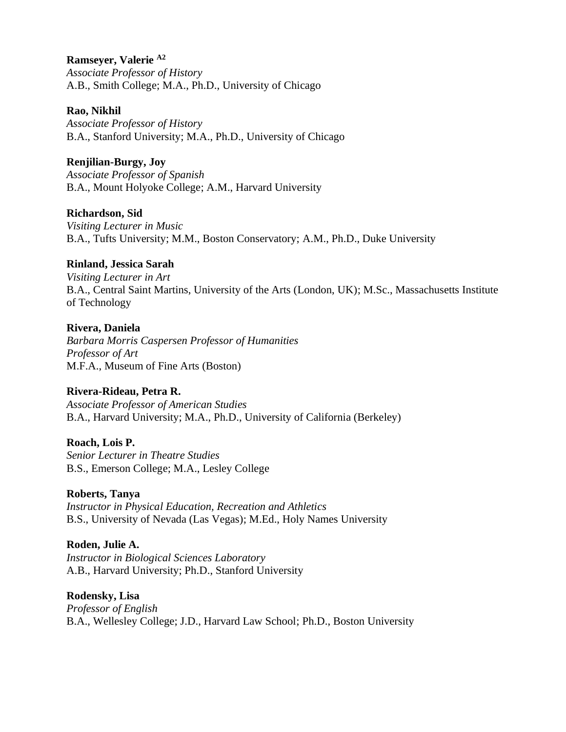**Ramseyer, Valerie** [A2]
*Associate Professor of History*
A.B., Smith College; M.A., Ph.D., University of Chicago

**Rao, Nikhil**
*Associate Professor of History*
B.A., Stanford University; M.A., Ph.D., University of Chicago

**Renjilian-Burgy, Joy**
*Associate Professor of Spanish*
B.A., Mount Holyoke College; A.M., Harvard University

**Richardson, Sid**
*Visiting Lecturer in Music*
B.A., Tufts University; M.M., Boston Conservatory; A.M., Ph.D., Duke University

**Rinland, Jessica Sarah**
*Visiting Lecturer in Art*
B.A., Central Saint Martins, University of the Arts (London, UK); M.Sc., Massachusetts Institute of Technology

**Rivera, Daniela**
*Barbara Morris Caspersen Professor of Humanities*
*Professor of Art*
M.F.A., Museum of Fine Arts (Boston)

**Rivera-Rideau, Petra R.**
*Associate Professor of American Studies*
B.A., Harvard University; M.A., Ph.D., University of California (Berkeley)

**Roach, Lois P.**
*Senior Lecturer in Theatre Studies*
B.S., Emerson College; M.A., Lesley College

**Roberts, Tanya**
*Instructor in Physical Education, Recreation and Athletics*
B.S., University of Nevada (Las Vegas); M.Ed., Holy Names University

**Roden, Julie A.**
*Instructor in Biological Sciences Laboratory*
A.B., Harvard University; Ph.D., Stanford University

**Rodensky, Lisa**
*Professor of English*
B.A., Wellesley College; J.D., Harvard Law School; Ph.D., Boston University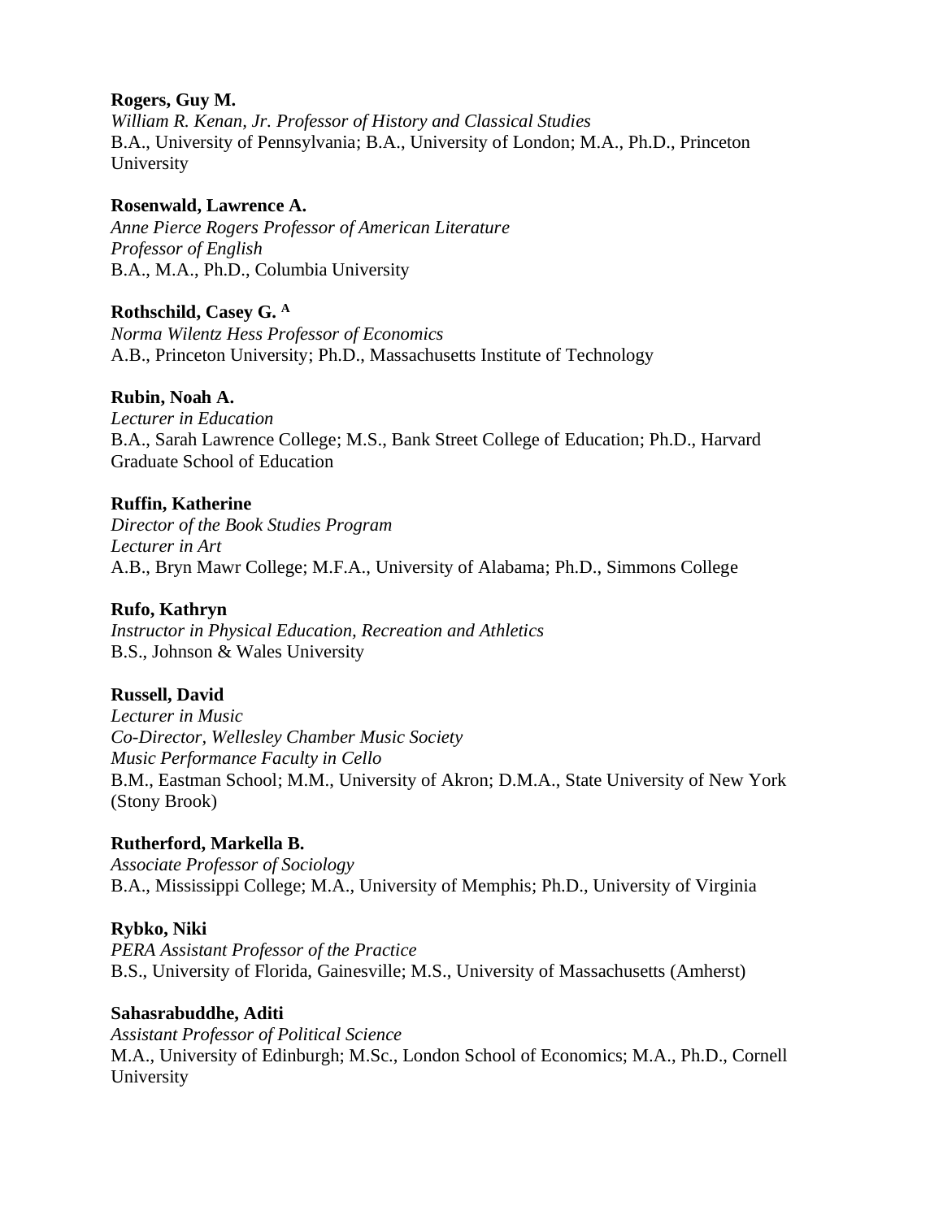**Rogers, Guy M.**
*William R. Kenan, Jr. Professor of History and Classical Studies*
B.A., University of Pennsylvania; B.A., University of London; M.A., Ph.D., Princeton University

**Rosenwald, Lawrence A.**
*Anne Pierce Rogers Professor of American Literature*
*Professor of English*
B.A., M.A., Ph.D., Columbia University

**Rothschild, Casey G.** [A]
*Norma Wilentz Hess Professor of Economics*
A.B., Princeton University; Ph.D., Massachusetts Institute of Technology

**Rubin, Noah A.**
*Lecturer in Education*
B.A., Sarah Lawrence College; M.S., Bank Street College of Education; Ph.D., Harvard Graduate School of Education

**Ruffin, Katherine**
*Director of the Book Studies Program*
*Lecturer in Art*
A.B., Bryn Mawr College; M.F.A., University of Alabama; Ph.D., Simmons College

**Rufo, Kathryn**
*Instructor in Physical Education, Recreation and Athletics*
B.S., Johnson & Wales University

**Russell, David**
*Lecturer in Music*
*Co-Director, Wellesley Chamber Music Society*
*Music Performance Faculty in Cello*
B.M., Eastman School; M.M., University of Akron; D.M.A., State University of New York (Stony Brook)

**Rutherford, Markella B.**
*Associate Professor of Sociology*
B.A., Mississippi College; M.A., University of Memphis; Ph.D., University of Virginia

**Rybko, Niki**
*PERA Assistant Professor of the Practice*
B.S., University of Florida, Gainesville; M.S., University of Massachusetts (Amherst)

**Sahasrabuddhe, Aditi**
*Assistant Professor of Political Science*
M.A., University of Edinburgh; M.Sc., London School of Economics; M.A., Ph.D., Cornell University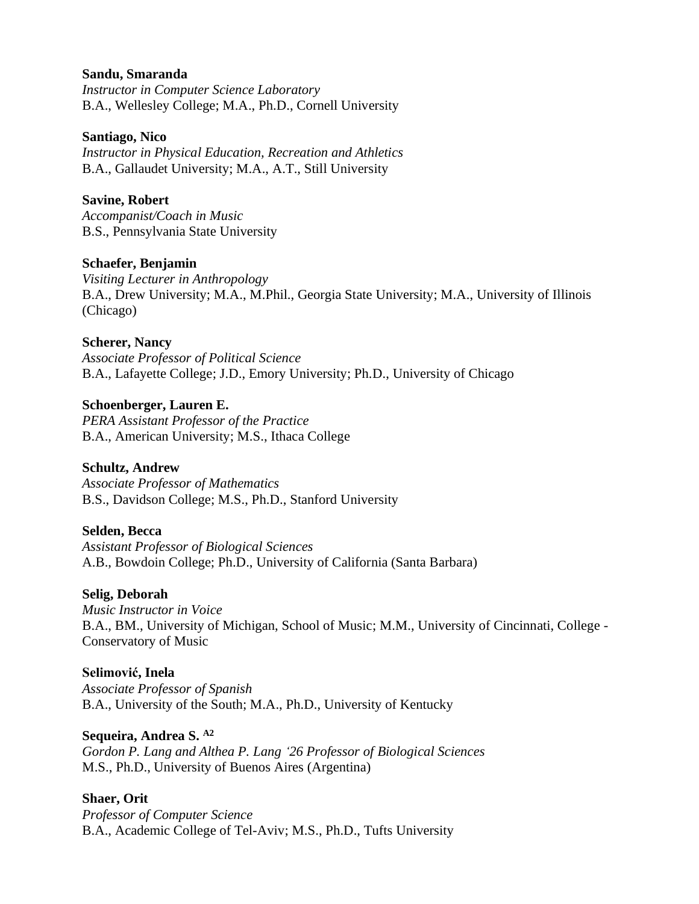**Sandu, Smaranda**
*Instructor in Computer Science Laboratory*
B.A., Wellesley College; M.A., Ph.D., Cornell University

**Santiago, Nico**
*Instructor in Physical Education, Recreation and Athletics*
B.A., Gallaudet University; M.A., A.T., Still University

**Savine, Robert**
*Accompanist/Coach in Music*
B.S., Pennsylvania State University

**Schaefer, Benjamin**
*Visiting Lecturer in Anthropology*
B.A., Drew University; M.A., M.Phil., Georgia State University; M.A., University of Illinois (Chicago)

**Scherer, Nancy**
*Associate Professor of Political Science*
B.A., Lafayette College; J.D., Emory University; Ph.D., University of Chicago

**Schoenberger, Lauren E.**
*PERA Assistant Professor of the Practice*
B.A., American University; M.S., Ithaca College

**Schultz, Andrew**
*Associate Professor of Mathematics*
B.S., Davidson College; M.S., Ph.D., Stanford University

**Selden, Becca**
*Assistant Professor of Biological Sciences*
A.B., Bowdoin College; Ph.D., University of California (Santa Barbara)

**Selig, Deborah**
*Music Instructor in Voice*
B.A., BM., University of Michigan, School of Music; M.M., University of Cincinnati, College - Conservatory of Music

**Selimović, Inela**
*Associate Professor of Spanish*
B.A., University of the South; M.A., Ph.D., University of Kentucky

**Sequeira, Andrea S.** [A2]
*Gordon P. Lang and Althea P. Lang '26 Professor of Biological Sciences*
M.S., Ph.D., University of Buenos Aires (Argentina)

**Shaer, Orit**
*Professor of Computer Science*
B.A., Academic College of Tel-Aviv; M.S., Ph.D., Tufts University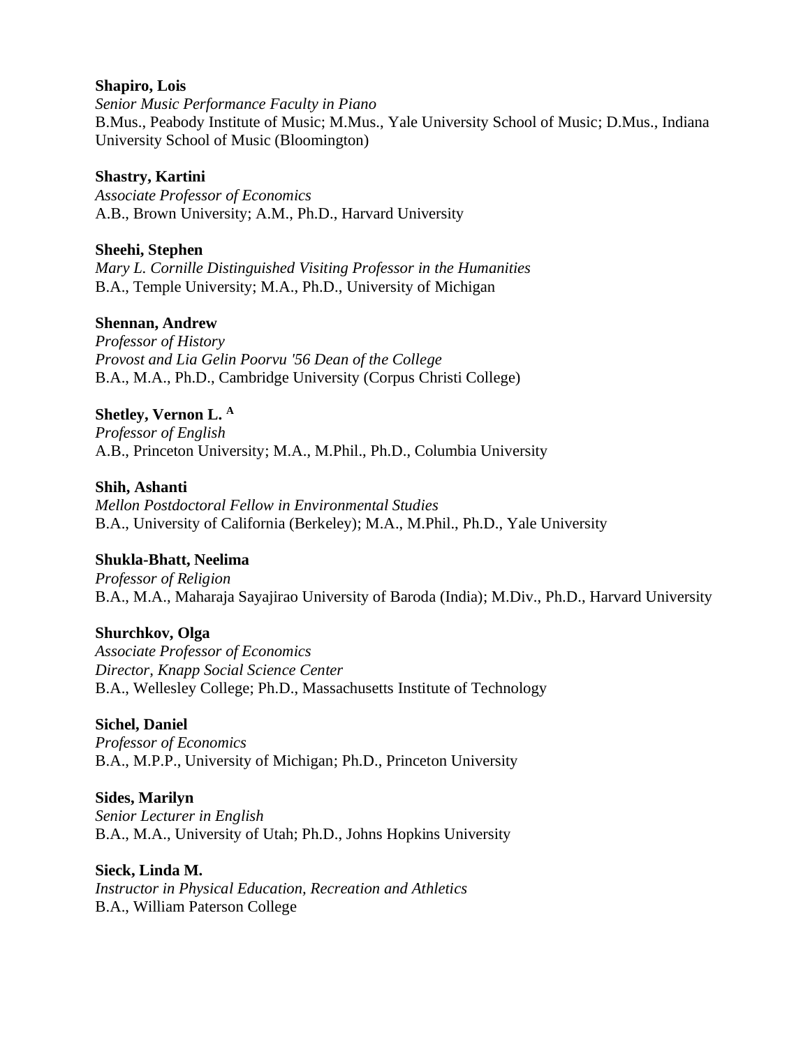**Shapiro, Lois**
*Senior Music Performance Faculty in Piano*
B.Mus., Peabody Institute of Music; M.Mus., Yale University School of Music; D.Mus., Indiana University School of Music (Bloomington)

**Shastry, Kartini**
*Associate Professor of Economics*
A.B., Brown University; A.M., Ph.D., Harvard University

**Sheehi, Stephen**
*Mary L. Cornille Distinguished Visiting Professor in the Humanities*
B.A., Temple University; M.A., Ph.D., University of Michigan

**Shennan, Andrew**
*Professor of History*
*Provost and Lia Gelin Poorvu '56 Dean of the College*
B.A., M.A., Ph.D., Cambridge University (Corpus Christi College)

**Shetley, Vernon L.** [A]
*Professor of English*
A.B., Princeton University; M.A., M.Phil., Ph.D., Columbia University

**Shih, Ashanti**
*Mellon Postdoctoral Fellow in Environmental Studies*
B.A., University of California (Berkeley); M.A., M.Phil., Ph.D., Yale University

**Shukla-Bhatt, Neelima**
*Professor of Religion*
B.A., M.A., Maharaja Sayajirao University of Baroda (India); M.Div., Ph.D., Harvard University

**Shurchkov, Olga**
*Associate Professor of Economics*
*Director, Knapp Social Science Center*
B.A., Wellesley College; Ph.D., Massachusetts Institute of Technology

**Sichel, Daniel**
*Professor of Economics*
B.A., M.P.P., University of Michigan; Ph.D., Princeton University

**Sides, Marilyn**
*Senior Lecturer in English*
B.A., M.A., University of Utah; Ph.D., Johns Hopkins University

**Sieck, Linda M.**
*Instructor in Physical Education, Recreation and Athletics*
B.A., William Paterson College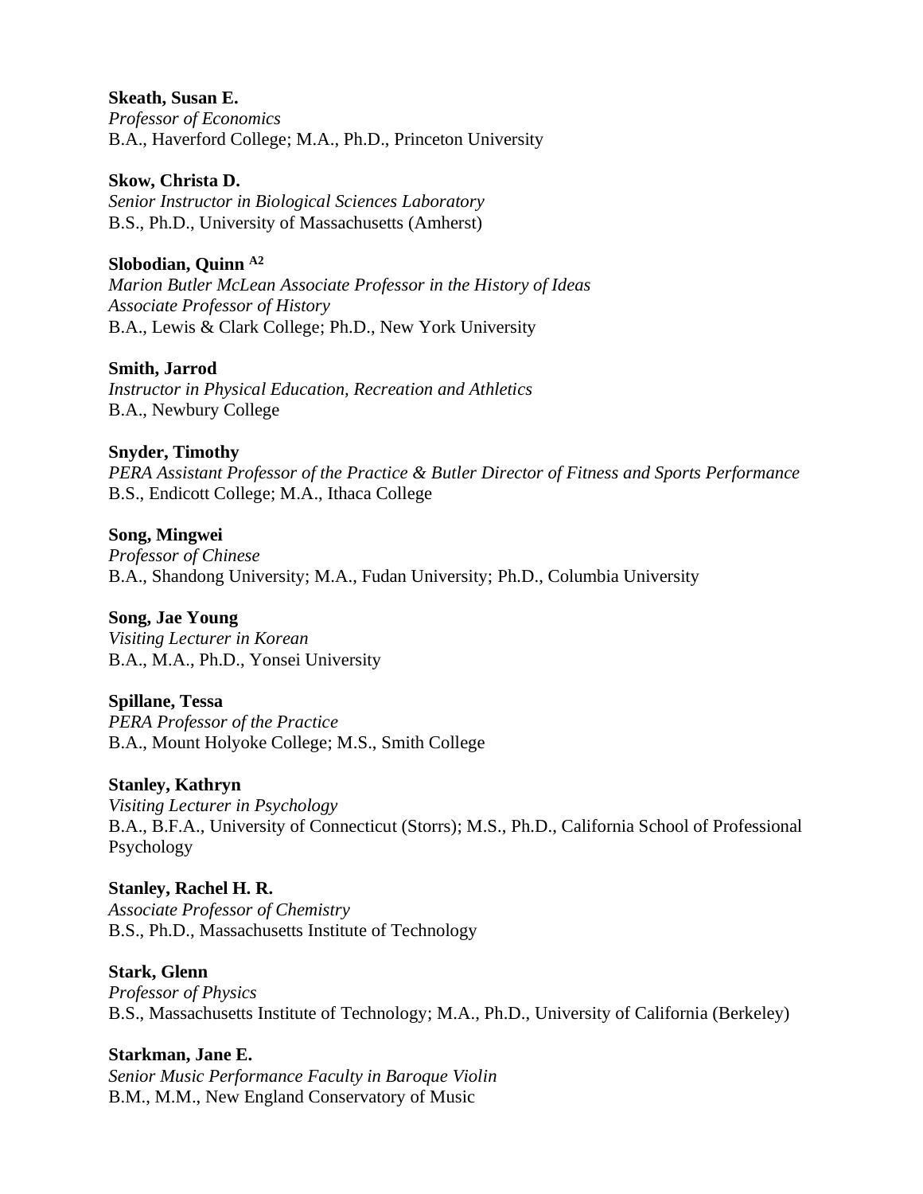**Skeath, Susan E.**
*Professor of Economics*
B.A., Haverford College; M.A., Ph.D., Princeton University

**Skow, Christa D.**
*Senior Instructor in Biological Sciences Laboratory*
B.S., Ph.D., University of Massachusetts (Amherst)

**Slobodian, Quinn** [A2]
*Marion Butler McLean Associate Professor in the History of Ideas*
*Associate Professor of History*
B.A., Lewis & Clark College; Ph.D., New York University

**Smith, Jarrod**
*Instructor in Physical Education, Recreation and Athletics*
B.A., Newbury College

**Snyder, Timothy**
*PERA Assistant Professor of the Practice & Butler Director of Fitness and Sports Performance*
B.S., Endicott College; M.A., Ithaca College

**Song, Mingwei**
*Professor of Chinese*
B.A., Shandong University; M.A., Fudan University; Ph.D., Columbia University

**Song, Jae Young**
*Visiting Lecturer in Korean*
B.A., M.A., Ph.D., Yonsei University

**Spillane, Tessa**
*PERA Professor of the Practice*
B.A., Mount Holyoke College; M.S., Smith College

**Stanley, Kathryn**
*Visiting Lecturer in Psychology*
B.A., B.F.A., University of Connecticut (Storrs); M.S., Ph.D., California School of Professional Psychology

**Stanley, Rachel H. R.**
*Associate Professor of Chemistry*
B.S., Ph.D., Massachusetts Institute of Technology

**Stark, Glenn**
*Professor of Physics*
B.S., Massachusetts Institute of Technology; M.A., Ph.D., University of California (Berkeley)

**Starkman, Jane E.**
*Senior Music Performance Faculty in Baroque Violin*
B.M., M.M., New England Conservatory of Music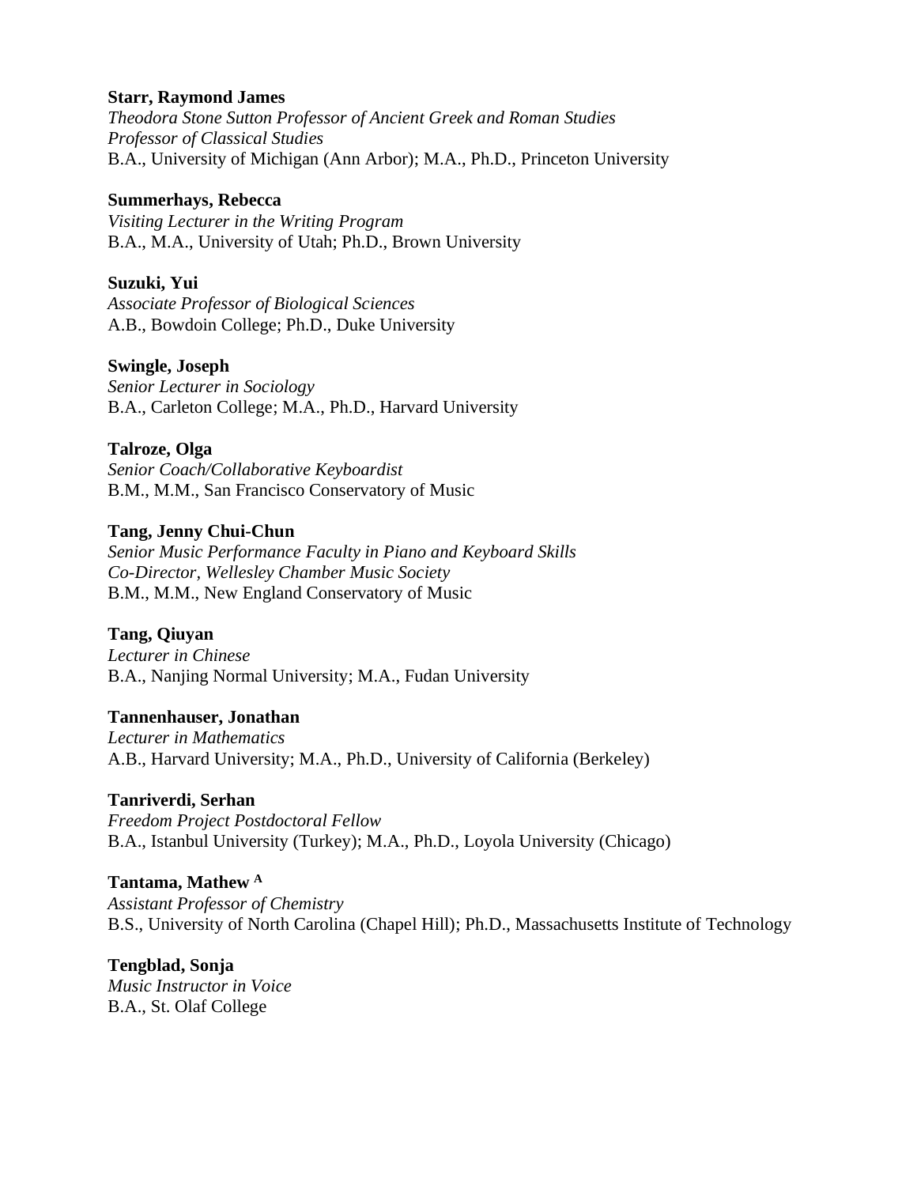**Starr, Raymond James**
*Theodora Stone Sutton Professor of Ancient Greek and Roman Studies*
*Professor of Classical Studies*
B.A., University of Michigan (Ann Arbor); M.A., Ph.D., Princeton University

**Summerhays, Rebecca**
*Visiting Lecturer in the Writing Program*
B.A., M.A., University of Utah; Ph.D., Brown University

**Suzuki, Yui**
*Associate Professor of Biological Sciences*
A.B., Bowdoin College; Ph.D., Duke University

**Swingle, Joseph**
*Senior Lecturer in Sociology*
B.A., Carleton College; M.A., Ph.D., Harvard University

**Talroze, Olga**
*Senior Coach/Collaborative Keyboardist*
B.M., M.M., San Francisco Conservatory of Music

**Tang, Jenny Chui-Chun**
*Senior Music Performance Faculty in Piano and Keyboard Skills*
*Co-Director, Wellesley Chamber Music Society*
B.M., M.M., New England Conservatory of Music

**Tang, Qiuyan**
*Lecturer in Chinese*
B.A., Nanjing Normal University; M.A., Fudan University

**Tannenhauser, Jonathan**
*Lecturer in Mathematics*
A.B., Harvard University; M.A., Ph.D., University of California (Berkeley)

**Tanriverdi, Serhan**
*Freedom Project Postdoctoral Fellow*
B.A., Istanbul University (Turkey); M.A., Ph.D., Loyola University (Chicago)

**Tantama, Mathew [A]**
*Assistant Professor of Chemistry*
B.S., University of North Carolina (Chapel Hill); Ph.D., Massachusetts Institute of Technology

**Tengblad, Sonja**
*Music Instructor in Voice*
B.A., St. Olaf College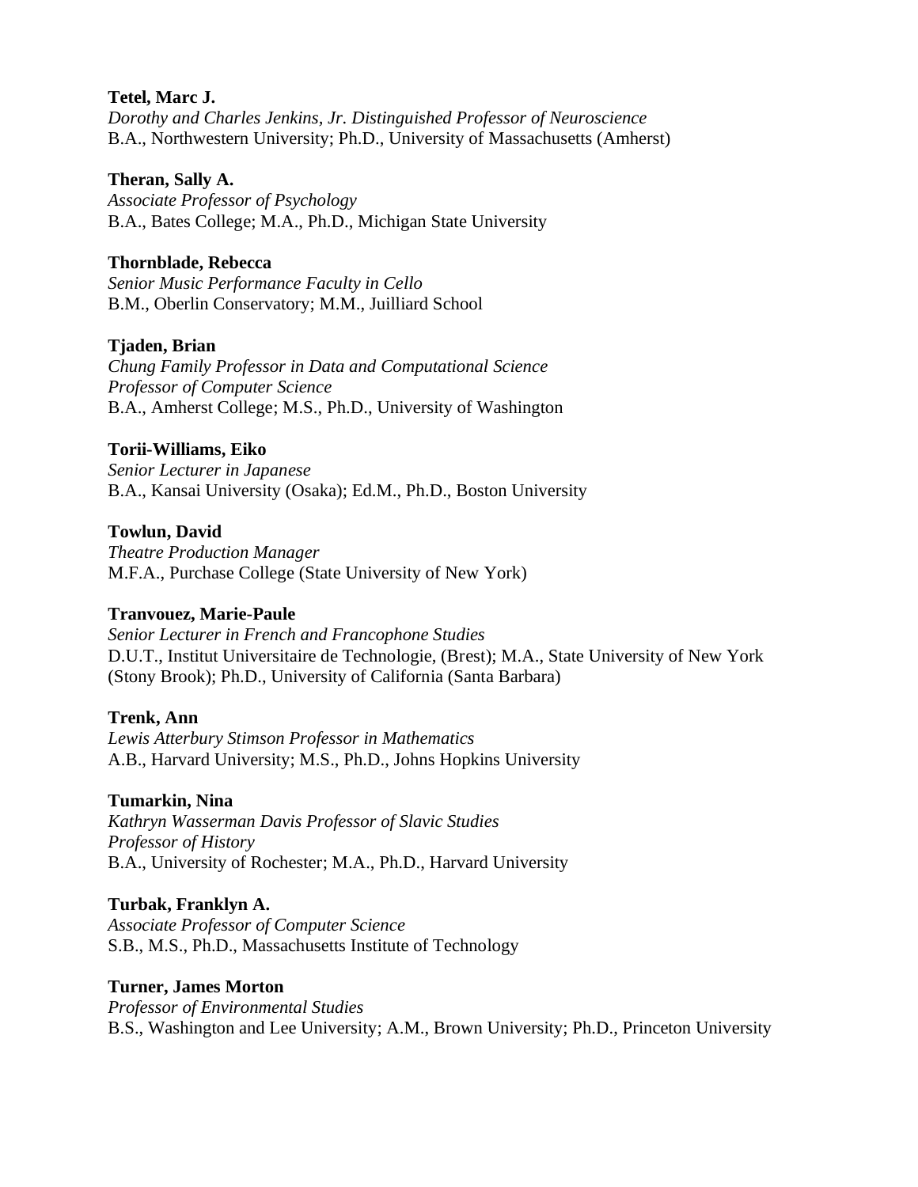**Tetel, Marc J.**
*Dorothy and Charles Jenkins, Jr. Distinguished Professor of Neuroscience*
B.A., Northwestern University; Ph.D., University of Massachusetts (Amherst)

**Theran, Sally A.**
*Associate Professor of Psychology*
B.A., Bates College; M.A., Ph.D., Michigan State University

**Thornblade, Rebecca**
*Senior Music Performance Faculty in Cello*
B.M., Oberlin Conservatory; M.M., Juilliard School

**Tjaden, Brian**
*Chung Family Professor in Data and Computational Science*
*Professor of Computer Science*
B.A., Amherst College; M.S., Ph.D., University of Washington

**Torii-Williams, Eiko**
*Senior Lecturer in Japanese*
B.A., Kansai University (Osaka); Ed.M., Ph.D., Boston University

**Towlun, David**
*Theatre Production Manager*
M.F.A., Purchase College (State University of New York)

**Tranvouez, Marie-Paule**
*Senior Lecturer in French and Francophone Studies*
D.U.T., Institut Universitaire de Technologie, (Brest); M.A., State University of New York (Stony Brook); Ph.D., University of California (Santa Barbara)

**Trenk, Ann**
*Lewis Atterbury Stimson Professor in Mathematics*
A.B., Harvard University; M.S., Ph.D., Johns Hopkins University

**Tumarkin, Nina**
*Kathryn Wasserman Davis Professor of Slavic Studies*
*Professor of History*
B.A., University of Rochester; M.A., Ph.D., Harvard University

**Turbak, Franklyn A.**
*Associate Professor of Computer Science*
S.B., M.S., Ph.D., Massachusetts Institute of Technology

**Turner, James Morton**
*Professor of Environmental Studies*
B.S., Washington and Lee University; A.M., Brown University; Ph.D., Princeton University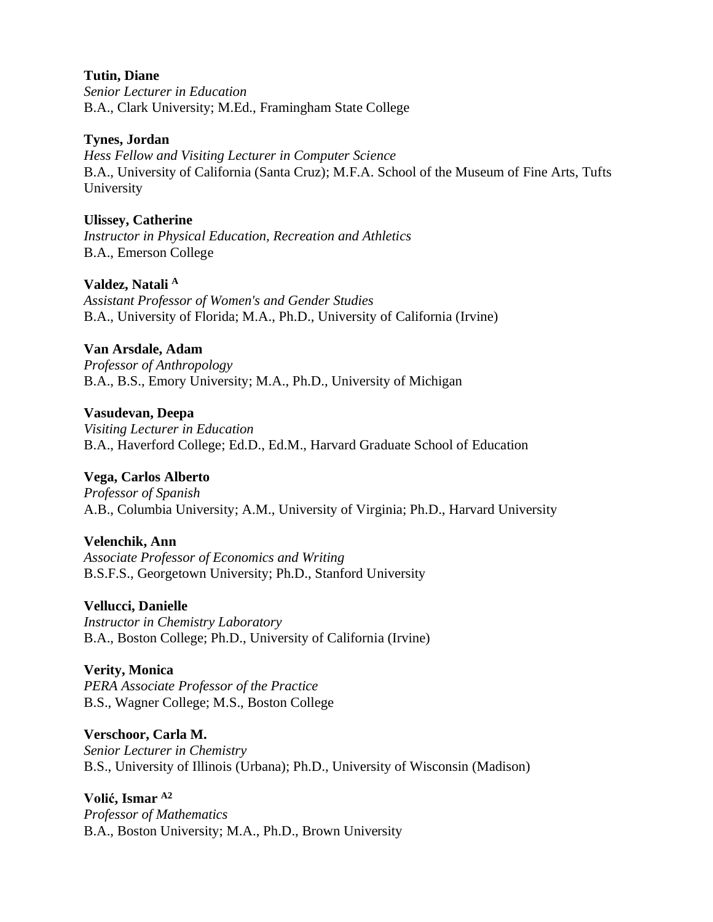**Tutin, Diane**
*Senior Lecturer in Education*
B.A., Clark University; M.Ed., Framingham State College

**Tynes, Jordan**
*Hess Fellow and Visiting Lecturer in Computer Science*
B.A., University of California (Santa Cruz); M.F.A. School of the Museum of Fine Arts, Tufts University

**Ulissey, Catherine**
*Instructor in Physical Education, Recreation and Athletics*
B.A., Emerson College

**Valdez, Natali [A]**
*Assistant Professor of Women's and Gender Studies*
B.A., University of Florida; M.A., Ph.D., University of California (Irvine)

**Van Arsdale, Adam**
*Professor of Anthropology*
B.A., B.S., Emory University; M.A., Ph.D., University of Michigan

**Vasudevan, Deepa**
*Visiting Lecturer in Education*
B.A., Haverford College; Ed.D., Ed.M., Harvard Graduate School of Education

**Vega, Carlos Alberto**
*Professor of Spanish*
A.B., Columbia University; A.M., University of Virginia; Ph.D., Harvard University

**Velenchik, Ann**
*Associate Professor of Economics and Writing*
B.S.F.S., Georgetown University; Ph.D., Stanford University

**Vellucci, Danielle**
*Instructor in Chemistry Laboratory*
B.A., Boston College; Ph.D., University of California (Irvine)

**Verity, Monica**
*PERA Associate Professor of the Practice*
B.S., Wagner College; M.S., Boston College

**Verschoor, Carla M.**
*Senior Lecturer in Chemistry*
B.S., University of Illinois (Urbana); Ph.D., University of Wisconsin (Madison)

**Volić, Ismar [A2]**
*Professor of Mathematics*
B.A., Boston University; M.A., Ph.D., Brown University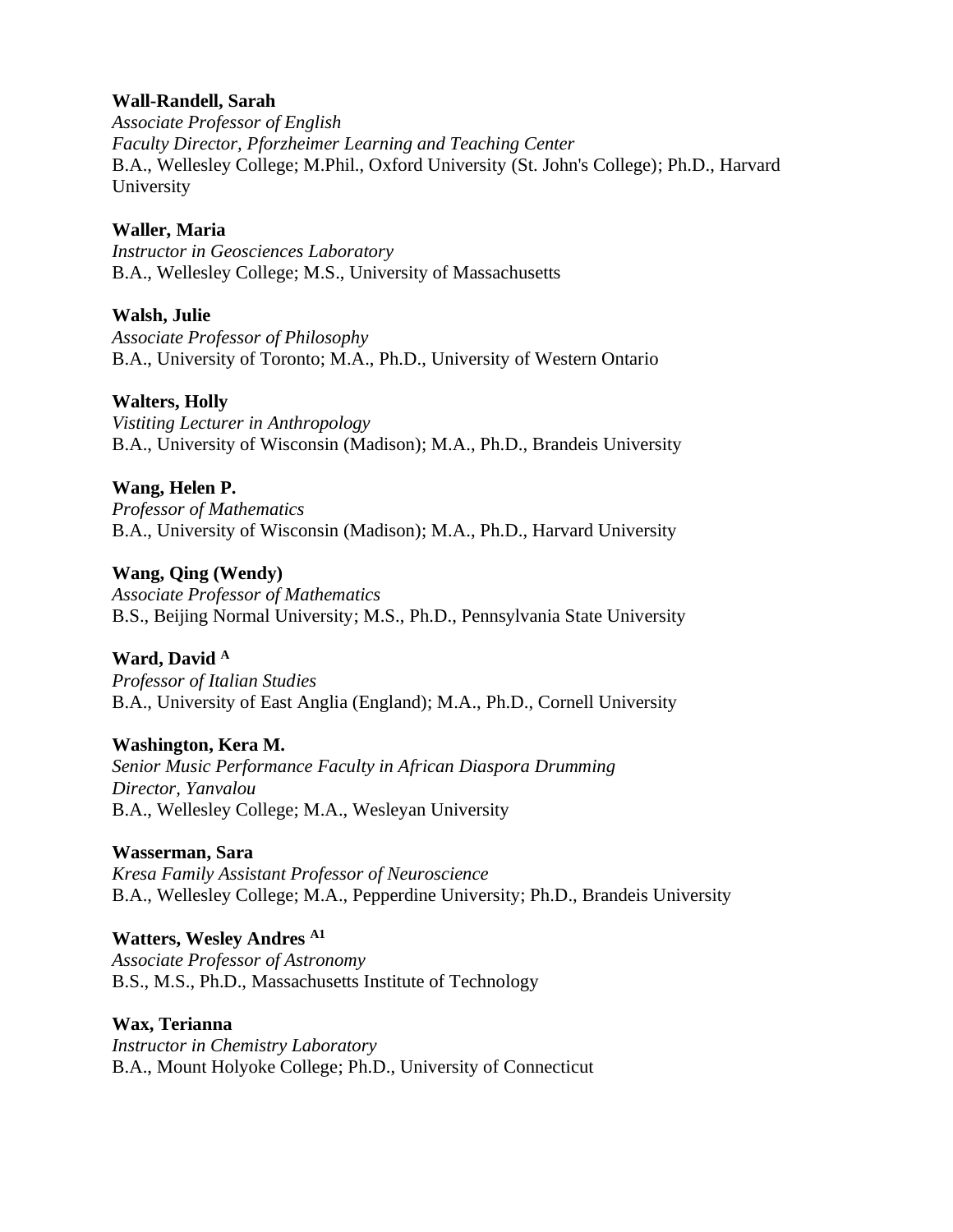**Wall-Randell, Sarah**
*Associate Professor of English*
*Faculty Director, Pforzheimer Learning and Teaching Center*
B.A., Wellesley College; M.Phil., Oxford University (St. John's College); Ph.D., Harvard University

**Waller, Maria**
*Instructor in Geosciences Laboratory*
B.A., Wellesley College; M.S., University of Massachusetts

**Walsh, Julie**
*Associate Professor of Philosophy*
B.A., University of Toronto; M.A., Ph.D., University of Western Ontario

**Walters, Holly**
*Vistiting Lecturer in Anthropology*
B.A., University of Wisconsin (Madison); M.A., Ph.D., Brandeis University

**Wang, Helen P.**
*Professor of Mathematics*
B.A., University of Wisconsin (Madison); M.A., Ph.D., Harvard University

**Wang, Qing (Wendy)**
*Associate Professor of Mathematics*
B.S., Beijing Normal University; M.S., Ph.D., Pennsylvania State University

**Ward, David** [A]
*Professor of Italian Studies*
B.A., University of East Anglia (England); M.A., Ph.D., Cornell University

**Washington, Kera M.**
*Senior Music Performance Faculty in African Diaspora Drumming*
*Director, Yanvalou*
B.A., Wellesley College; M.A., Wesleyan University

**Wasserman, Sara**
*Kresa Family Assistant Professor of Neuroscience*
B.A., Wellesley College; M.A., Pepperdine University; Ph.D., Brandeis University

**Watters, Wesley Andres** [A1]
*Associate Professor of Astronomy*
B.S., M.S., Ph.D., Massachusetts Institute of Technology

**Wax, Terianna**
*Instructor in Chemistry Laboratory*
B.A., Mount Holyoke College; Ph.D., University of Connecticut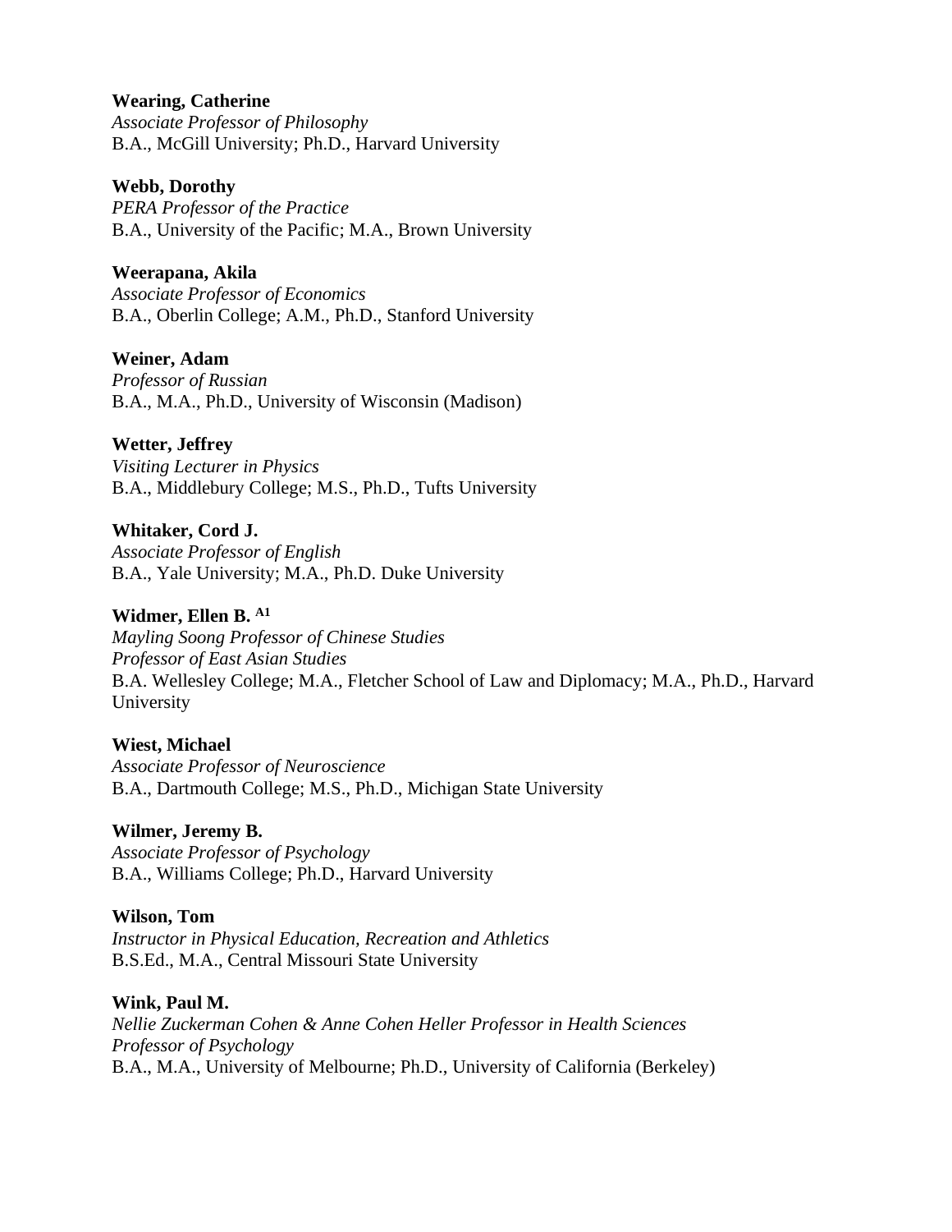**Wearing, Catherine**
*Associate Professor of Philosophy*
B.A., McGill University; Ph.D., Harvard University

**Webb, Dorothy**
*PERA Professor of the Practice*
B.A., University of the Pacific; M.A., Brown University

**Weerapana, Akila**
*Associate Professor of Economics*
B.A., Oberlin College; A.M., Ph.D., Stanford University

**Weiner, Adam**
*Professor of Russian*
B.A., M.A., Ph.D., University of Wisconsin (Madison)

**Wetter, Jeffrey**
*Visiting Lecturer in Physics*
B.A., Middlebury College; M.S., Ph.D., Tufts University

**Whitaker, Cord J.**
*Associate Professor of English*
B.A., Yale University; M.A., Ph.D. Duke University

**Widmer, Ellen B.** [A1]
*Mayling Soong Professor of Chinese Studies*
*Professor of East Asian Studies*
B.A. Wellesley College; M.A., Fletcher School of Law and Diplomacy; M.A., Ph.D., Harvard University

**Wiest, Michael**
*Associate Professor of Neuroscience*
B.A., Dartmouth College; M.S., Ph.D., Michigan State University

**Wilmer, Jeremy B.**
*Associate Professor of Psychology*
B.A., Williams College; Ph.D., Harvard University

**Wilson, Tom**
*Instructor in Physical Education, Recreation and Athletics*
B.S.Ed., M.A., Central Missouri State University

**Wink, Paul M.**
*Nellie Zuckerman Cohen & Anne Cohen Heller Professor in Health Sciences*
*Professor of Psychology*
B.A., M.A., University of Melbourne; Ph.D., University of California (Berkeley)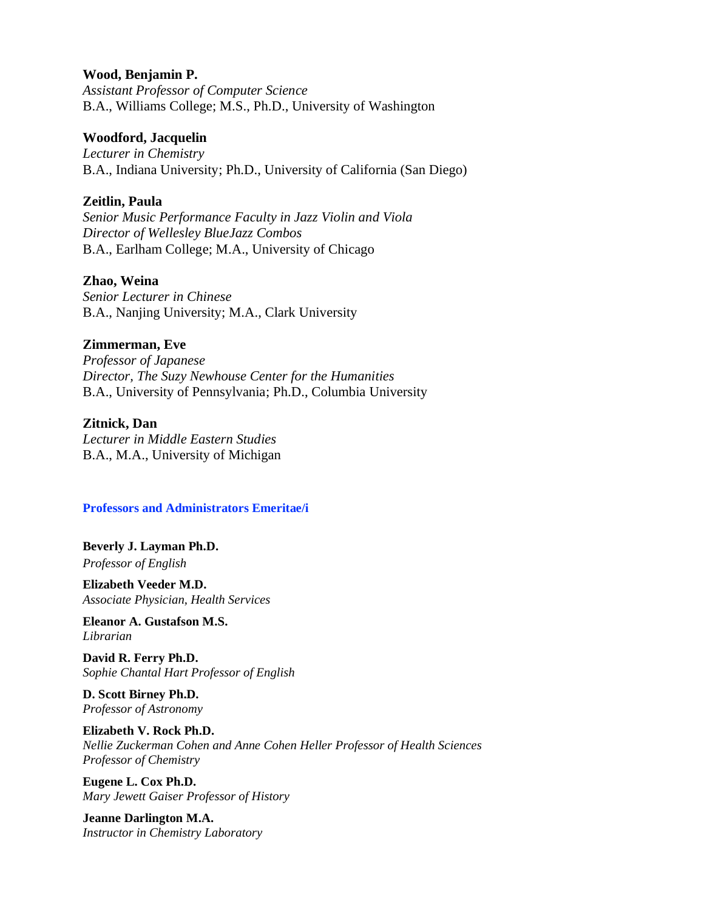**Wood, Benjamin P.**
*Assistant Professor of Computer Science*
B.A., Williams College; M.S., Ph.D., University of Washington

**Woodford, Jacquelin**
*Lecturer in Chemistry*
B.A., Indiana University; Ph.D., University of California (San Diego)

**Zeitlin, Paula**
*Senior Music Performance Faculty in Jazz Violin and Viola*
*Director of Wellesley BlueJazz Combos*
B.A., Earlham College; M.A., University of Chicago

**Zhao, Weina**
*Senior Lecturer in Chinese*
B.A., Nanjing University; M.A., Clark University

**Zimmerman, Eve**
*Professor of Japanese*
*Director, The Suzy Newhouse Center for the Humanities*
B.A., University of Pennsylvania; Ph.D., Columbia University

**Zitnick, Dan**
*Lecturer in Middle Eastern Studies*
B.A., M.A., University of Michigan

## Professors and Administrators Emeritae/i

**Beverly J. Layman Ph.D.**
*Professor of English*

**Elizabeth Veeder M.D.**
*Associate Physician, Health Services*

**Eleanor A. Gustafson M.S.**
*Librarian*

**David R. Ferry Ph.D.**
*Sophie Chantal Hart Professor of English*

**D. Scott Birney Ph.D.**
*Professor of Astronomy*

**Elizabeth V. Rock Ph.D.**
*Nellie Zuckerman Cohen and Anne Cohen Heller Professor of Health Sciences*
*Professor of Chemistry*

**Eugene L. Cox Ph.D.**
*Mary Jewett Gaiser Professor of History*

**Jeanne Darlington M.A.**
*Instructor in Chemistry Laboratory*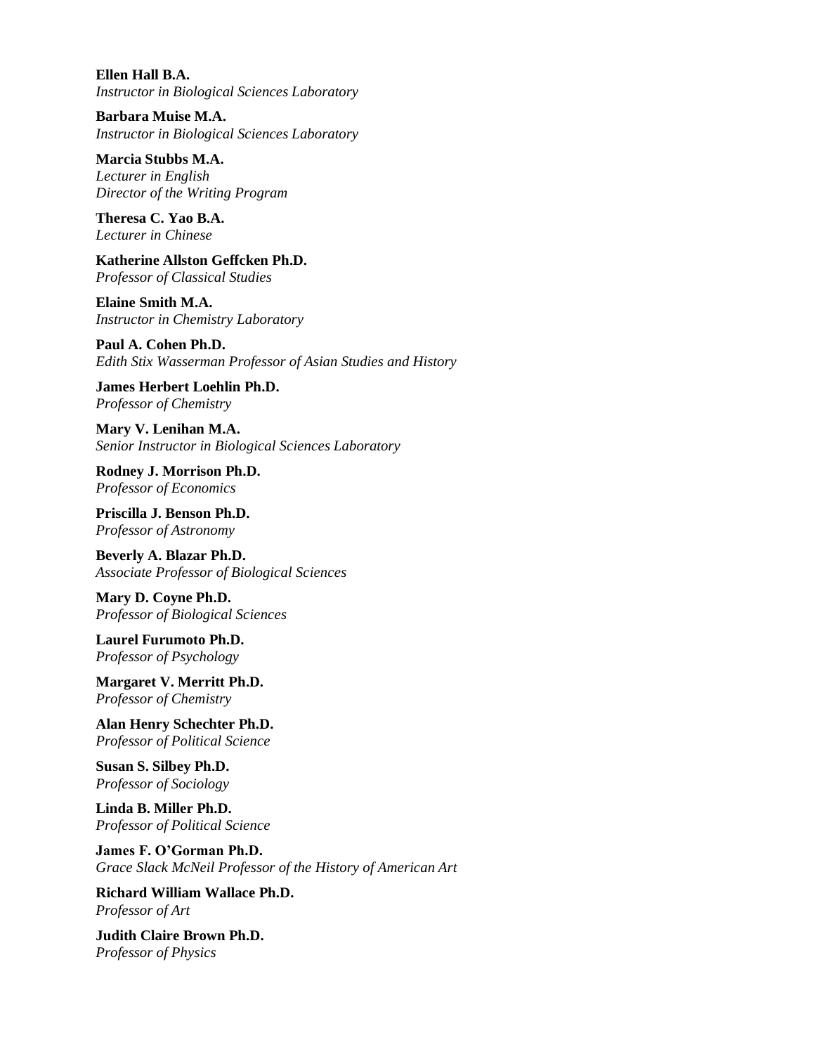**Ellen Hall B.A.**
*Instructor in Biological Sciences Laboratory*

**Barbara Muise M.A.**
*Instructor in Biological Sciences Laboratory*

**Marcia Stubbs M.A.**
*Lecturer in English*
*Director of the Writing Program*

**Theresa C. Yao B.A.**
*Lecturer in Chinese*

**Katherine Allston Geffcken Ph.D.**
*Professor of Classical Studies*

**Elaine Smith M.A.**
*Instructor in Chemistry Laboratory*

**Paul A. Cohen Ph.D.**
*Edith Stix Wasserman Professor of Asian Studies and History*

**James Herbert Loehlin Ph.D.**
*Professor of Chemistry*

**Mary V. Lenihan M.A.**
*Senior Instructor in Biological Sciences Laboratory*

**Rodney J. Morrison Ph.D.**
*Professor of Economics*

**Priscilla J. Benson Ph.D.**
*Professor of Astronomy*

**Beverly A. Blazar Ph.D.**
*Associate Professor of Biological Sciences*

**Mary D. Coyne Ph.D.**
*Professor of Biological Sciences*

**Laurel Furumoto Ph.D.**
*Professor of Psychology*

**Margaret V. Merritt Ph.D.**
*Professor of Chemistry*

**Alan Henry Schechter Ph.D.**
*Professor of Political Science*

**Susan S. Silbey Ph.D.**
*Professor of Sociology*

**Linda B. Miller Ph.D.**
*Professor of Political Science*

**James F. O'Gorman Ph.D.**
*Grace Slack McNeil Professor of the History of American Art*

**Richard William Wallace Ph.D.**
*Professor of Art*

**Judith Claire Brown Ph.D.**
*Professor of Physics*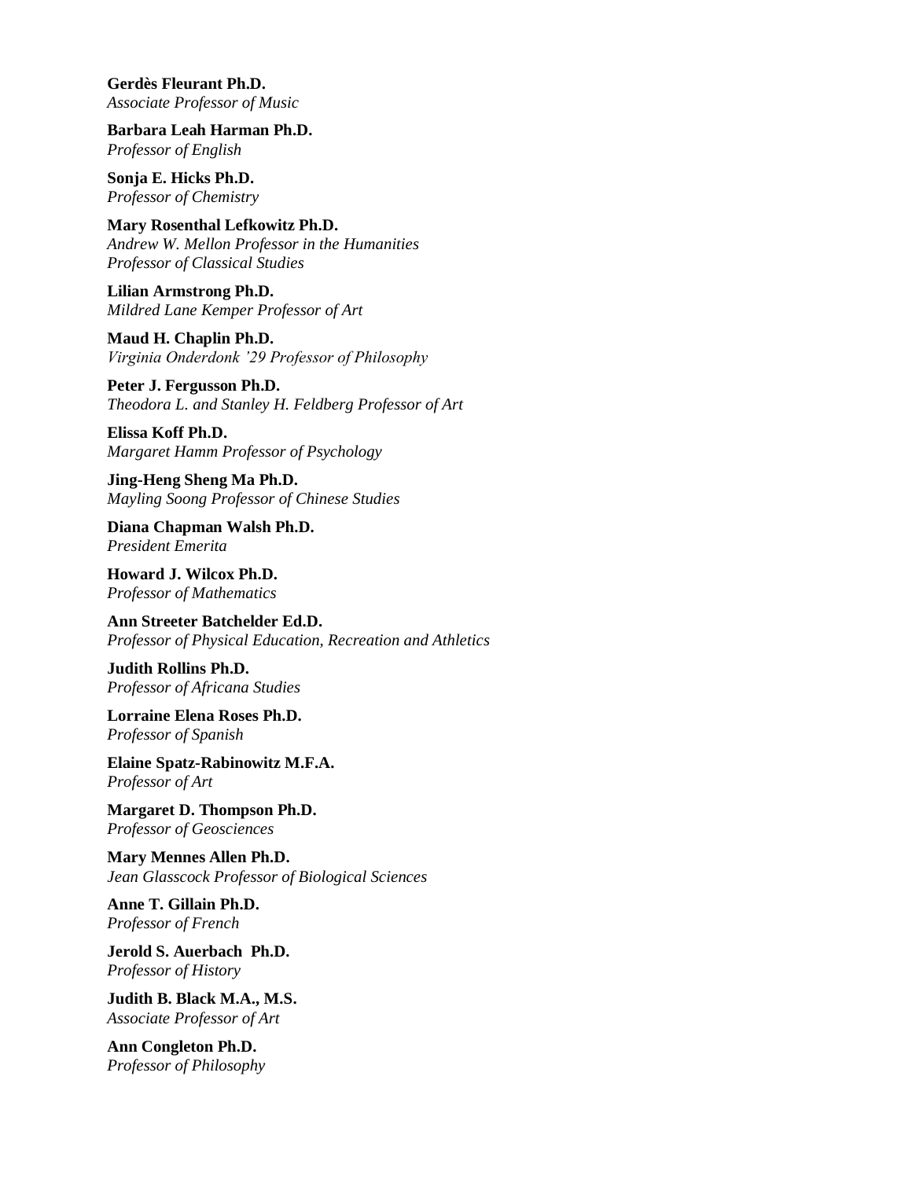**Gerdès Fleurant Ph.D.**
*Associate Professor of Music*

**Barbara Leah Harman Ph.D.**
*Professor of English*

**Sonja E. Hicks Ph.D.**
*Professor of Chemistry*

**Mary Rosenthal Lefkowitz Ph.D.**
*Andrew W. Mellon Professor in the Humanities*
*Professor of Classical Studies*

**Lilian Armstrong Ph.D.**
*Mildred Lane Kemper Professor of Art*

**Maud H. Chaplin Ph.D.**
*Virginia Onderdonk '29 Professor of Philosophy*

**Peter J. Fergusson Ph.D.**
*Theodora L. and Stanley H. Feldberg Professor of Art*

**Elissa Koff Ph.D.**
*Margaret Hamm Professor of Psychology*

**Jing-Heng Sheng Ma Ph.D.**
*Mayling Soong Professor of Chinese Studies*

**Diana Chapman Walsh Ph.D.**
*President Emerita*

**Howard J. Wilcox Ph.D.**
*Professor of Mathematics*

**Ann Streeter Batchelder Ed.D.**
*Professor of Physical Education, Recreation and Athletics*

**Judith Rollins Ph.D.**
*Professor of Africana Studies*

**Lorraine Elena Roses Ph.D.**
*Professor of Spanish*

**Elaine Spatz-Rabinowitz M.F.A.**
*Professor of Art*

**Margaret D. Thompson Ph.D.**
*Professor of Geosciences*

**Mary Mennes Allen Ph.D.**
*Jean Glasscock Professor of Biological Sciences*

**Anne T. Gillain Ph.D.**
*Professor of French*

**Jerold S. Auerbach Ph.D.**
*Professor of History*

**Judith B. Black M.A., M.S.**
*Associate Professor of Art*

**Ann Congleton Ph.D.**
*Professor of Philosophy*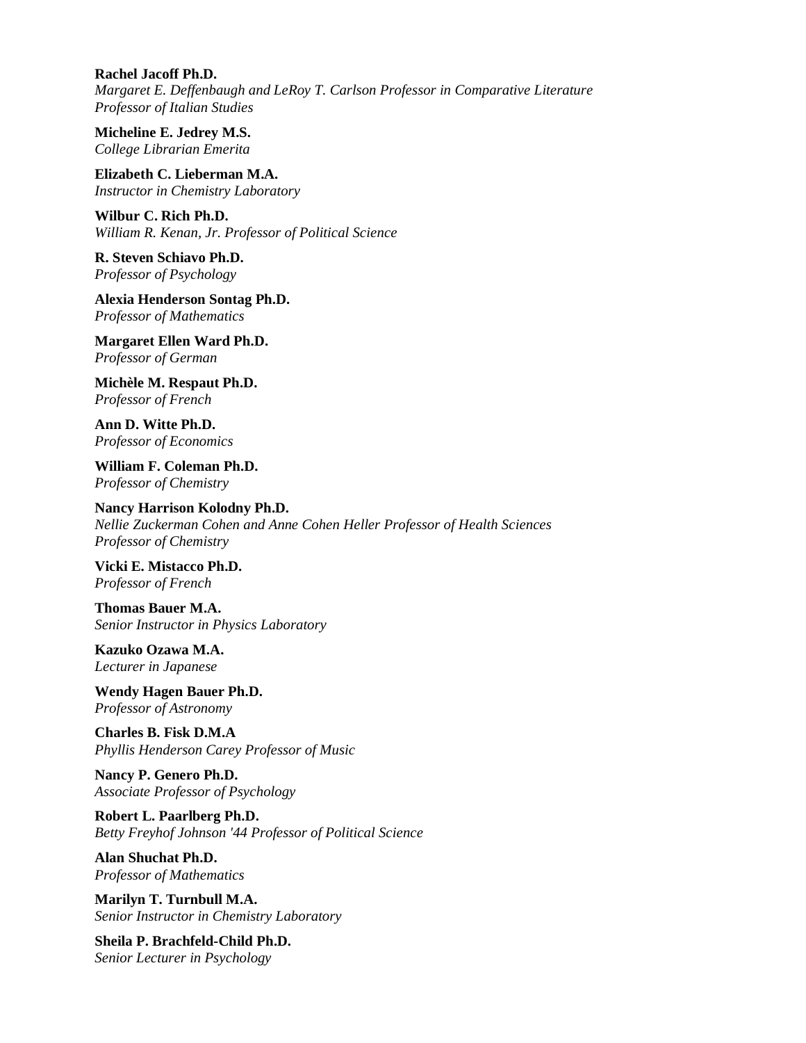**Rachel Jacoff Ph.D.**
*Margaret E. Deffenbaugh and LeRoy T. Carlson Professor in Comparative Literature*
*Professor of Italian Studies*

**Micheline E. Jedrey M.S.**
*College Librarian Emerita*

**Elizabeth C. Lieberman M.A.**
*Instructor in Chemistry Laboratory*

**Wilbur C. Rich Ph.D.**
*William R. Kenan, Jr. Professor of Political Science*

**R. Steven Schiavo Ph.D.**
*Professor of Psychology*

**Alexia Henderson Sontag Ph.D.**
*Professor of Mathematics*

**Margaret Ellen Ward Ph.D.**
*Professor of German*

**Michèle M. Respaut Ph.D.**
*Professor of French*

**Ann D. Witte Ph.D.**
*Professor of Economics*

**William F. Coleman Ph.D.**
*Professor of Chemistry*

**Nancy Harrison Kolodny Ph.D.**
*Nellie Zuckerman Cohen and Anne Cohen Heller Professor of Health Sciences*
*Professor of Chemistry*

**Vicki E. Mistacco Ph.D.**
*Professor of French*

**Thomas Bauer M.A.**
*Senior Instructor in Physics Laboratory*

**Kazuko Ozawa M.A.**
*Lecturer in Japanese*

**Wendy Hagen Bauer Ph.D.**
*Professor of Astronomy*

**Charles B. Fisk D.M.A**
*Phyllis Henderson Carey Professor of Music*

**Nancy P. Genero Ph.D.**
*Associate Professor of Psychology*

**Robert L. Paarlberg Ph.D.**
*Betty Freyhof Johnson '44 Professor of Political Science*

**Alan Shuchat Ph.D.**
*Professor of Mathematics*

**Marilyn T. Turnbull M.A.**
*Senior Instructor in Chemistry Laboratory*

**Sheila P. Brachfeld-Child Ph.D.**
*Senior Lecturer in Psychology*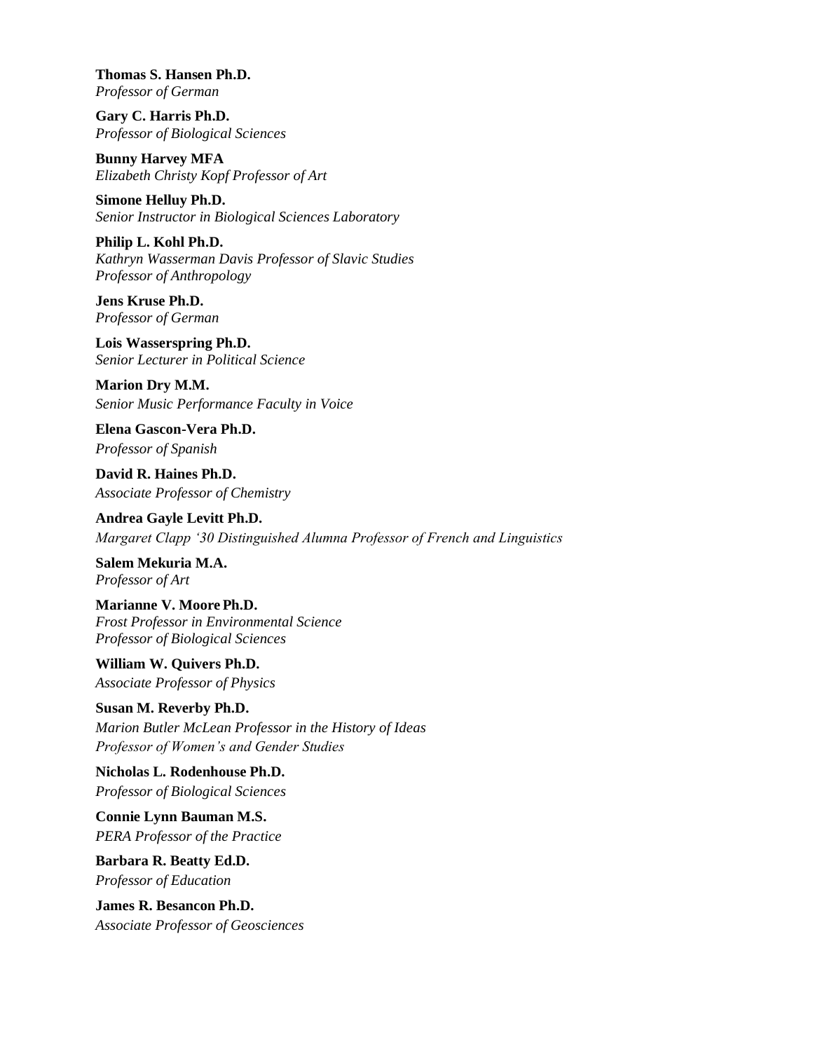**Thomas S. Hansen Ph.D.**
*Professor of German*

**Gary C. Harris Ph.D.**
*Professor of Biological Sciences*

**Bunny Harvey MFA**
*Elizabeth Christy Kopf Professor of Art*

**Simone Helluy Ph.D.**
*Senior Instructor in Biological Sciences Laboratory*

**Philip L. Kohl Ph.D.**
*Kathryn Wasserman Davis Professor of Slavic Studies*
*Professor of Anthropology*

**Jens Kruse Ph.D.**
*Professor of German*

**Lois Wasserspring Ph.D.**
*Senior Lecturer in Political Science*

**Marion Dry M.M.**
*Senior Music Performance Faculty in Voice*

**Elena Gascon-Vera Ph.D.**
*Professor of Spanish*

**David R. Haines Ph.D.**
*Associate Professor of Chemistry*

**Andrea Gayle Levitt Ph.D.**
*Margaret Clapp '30 Distinguished Alumna Professor of French and Linguistics*

**Salem Mekuria M.A.**
*Professor of Art*

**Marianne V. Moore Ph.D.**
*Frost Professor in Environmental Science*
*Professor of Biological Sciences*

**William W. Quivers Ph.D.**
*Associate Professor of Physics*

**Susan M. Reverby Ph.D.**
*Marion Butler McLean Professor in the History of Ideas*
*Professor of Women's and Gender Studies*

**Nicholas L. Rodenhouse Ph.D.**
*Professor of Biological Sciences*

**Connie Lynn Bauman M.S.**
*PERA Professor of the Practice*

**Barbara R. Beatty Ed.D.**
*Professor of Education*

**James R. Besancon Ph.D.**
*Associate Professor of Geosciences*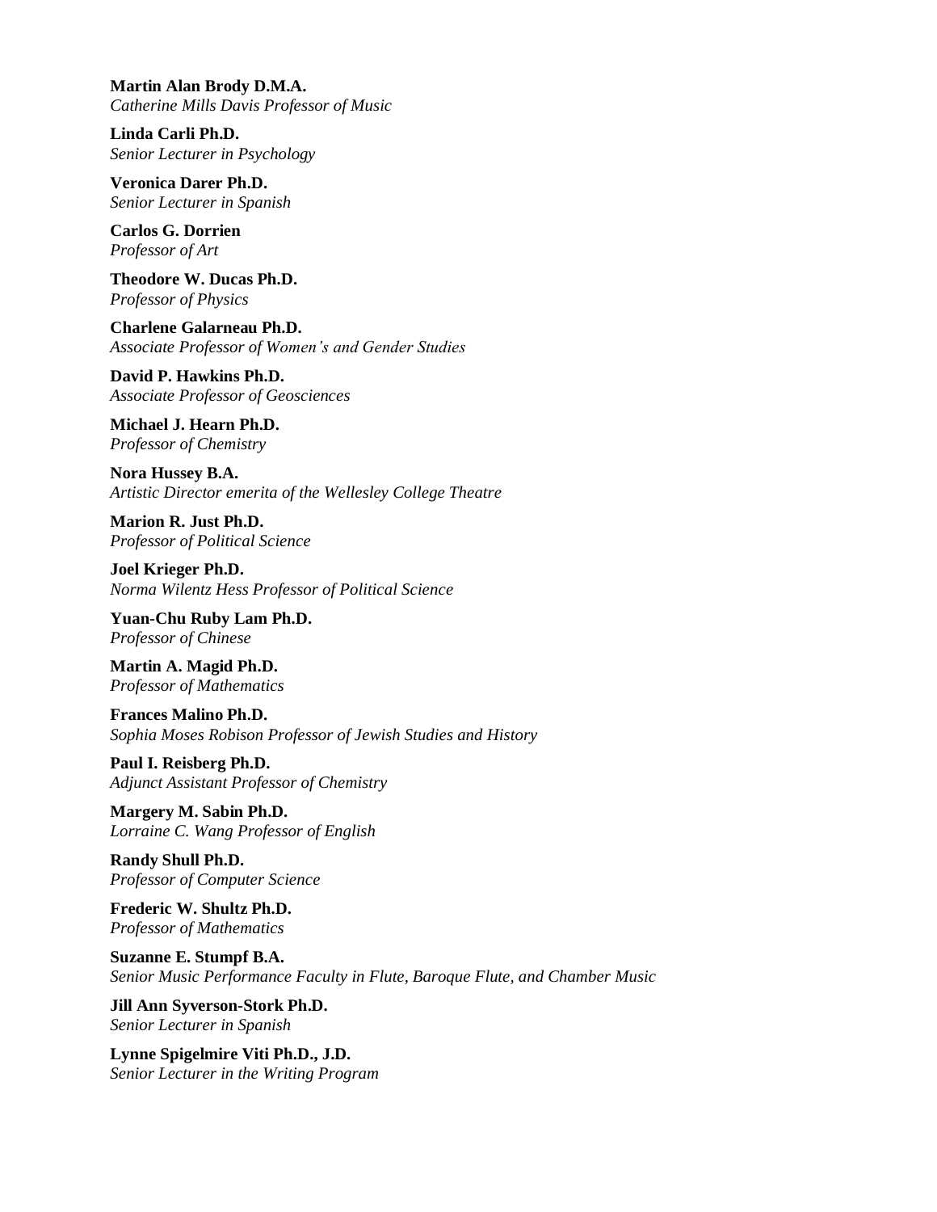**Martin Alan Brody D.M.A.**
*Catherine Mills Davis Professor of Music*

**Linda Carli Ph.D.**
*Senior Lecturer in Psychology*

**Veronica Darer Ph.D.**
*Senior Lecturer in Spanish*

**Carlos G. Dorrien**
*Professor of Art*

**Theodore W. Ducas Ph.D.**
*Professor of Physics*

**Charlene Galarneau Ph.D.**
*Associate Professor of Women's and Gender Studies*

**David P. Hawkins Ph.D.**
*Associate Professor of Geosciences*

**Michael J. Hearn Ph.D.**
*Professor of Chemistry*

**Nora Hussey B.A.**
*Artistic Director emerita of the Wellesley College Theatre*

**Marion R. Just Ph.D.**
*Professor of Political Science*

**Joel Krieger Ph.D.**
*Norma Wilentz Hess Professor of Political Science*

**Yuan-Chu Ruby Lam Ph.D.**
*Professor of Chinese*

**Martin A. Magid Ph.D.**
*Professor of Mathematics*

**Frances Malino Ph.D.**
*Sophia Moses Robison Professor of Jewish Studies and History*

**Paul I. Reisberg Ph.D.**
*Adjunct Assistant Professor of Chemistry*

**Margery M. Sabin Ph.D.**
*Lorraine C. Wang Professor of English*

**Randy Shull Ph.D.**
*Professor of Computer Science*

**Frederic W. Shultz Ph.D.**
*Professor of Mathematics*

**Suzanne E. Stumpf B.A.**
*Senior Music Performance Faculty in Flute, Baroque Flute, and Chamber Music*

**Jill Ann Syverson-Stork Ph.D.**
*Senior Lecturer in Spanish*

**Lynne Spigelmire Viti Ph.D., J.D.**
*Senior Lecturer in the Writing Program*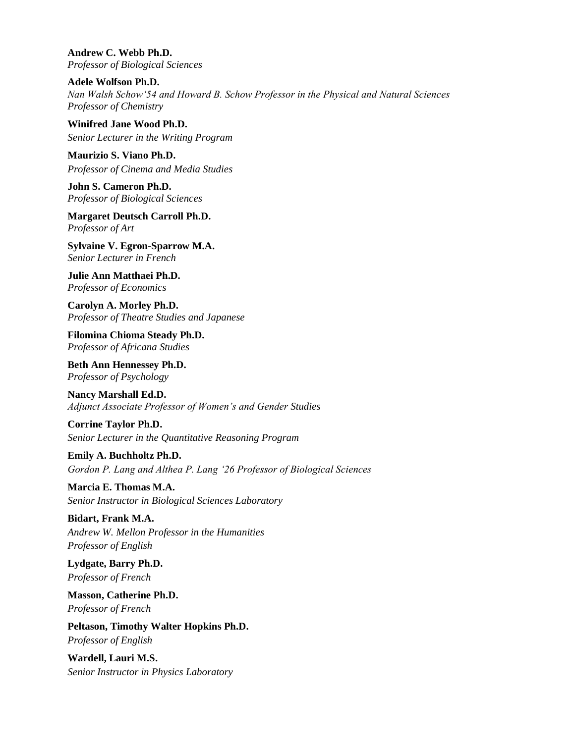**Andrew C. Webb Ph.D.**
*Professor of Biological Sciences*

**Adele Wolfson Ph.D.**
*Nan Walsh Schow'54 and Howard B. Schow Professor in the Physical and Natural Sciences*
*Professor of Chemistry*

**Winifred Jane Wood Ph.D.**
*Senior Lecturer in the Writing Program*

**Maurizio S. Viano Ph.D.**
*Professor of Cinema and Media Studies*

**John S. Cameron Ph.D.**
*Professor of Biological Sciences*

**Margaret Deutsch Carroll Ph.D.**
*Professor of Art*

**Sylvaine V. Egron-Sparrow M.A.**
*Senior Lecturer in French*

**Julie Ann Matthaei Ph.D.**
*Professor of Economics*

**Carolyn A. Morley Ph.D.**
*Professor of Theatre Studies and Japanese*

**Filomina Chioma Steady Ph.D.**
*Professor of Africana Studies*

**Beth Ann Hennessey Ph.D.**
*Professor of Psychology*

**Nancy Marshall Ed.D.**
*Adjunct Associate Professor of Women's and Gender Studies*

**Corrine Taylor Ph.D.**
*Senior Lecturer in the Quantitative Reasoning Program*

**Emily A. Buchholtz Ph.D.**
*Gordon P. Lang and Althea P. Lang '26 Professor of Biological Sciences*

**Marcia E. Thomas M.A.**
*Senior Instructor in Biological Sciences Laboratory*

**Bidart, Frank M.A.**
*Andrew W. Mellon Professor in the Humanities*
*Professor of English*

**Lydgate, Barry Ph.D.**
*Professor of French*

**Masson, Catherine Ph.D.**
*Professor of French*

**Peltason, Timothy Walter Hopkins Ph.D.**
*Professor of English*

**Wardell, Lauri M.S.**
*Senior Instructor in Physics Laboratory*